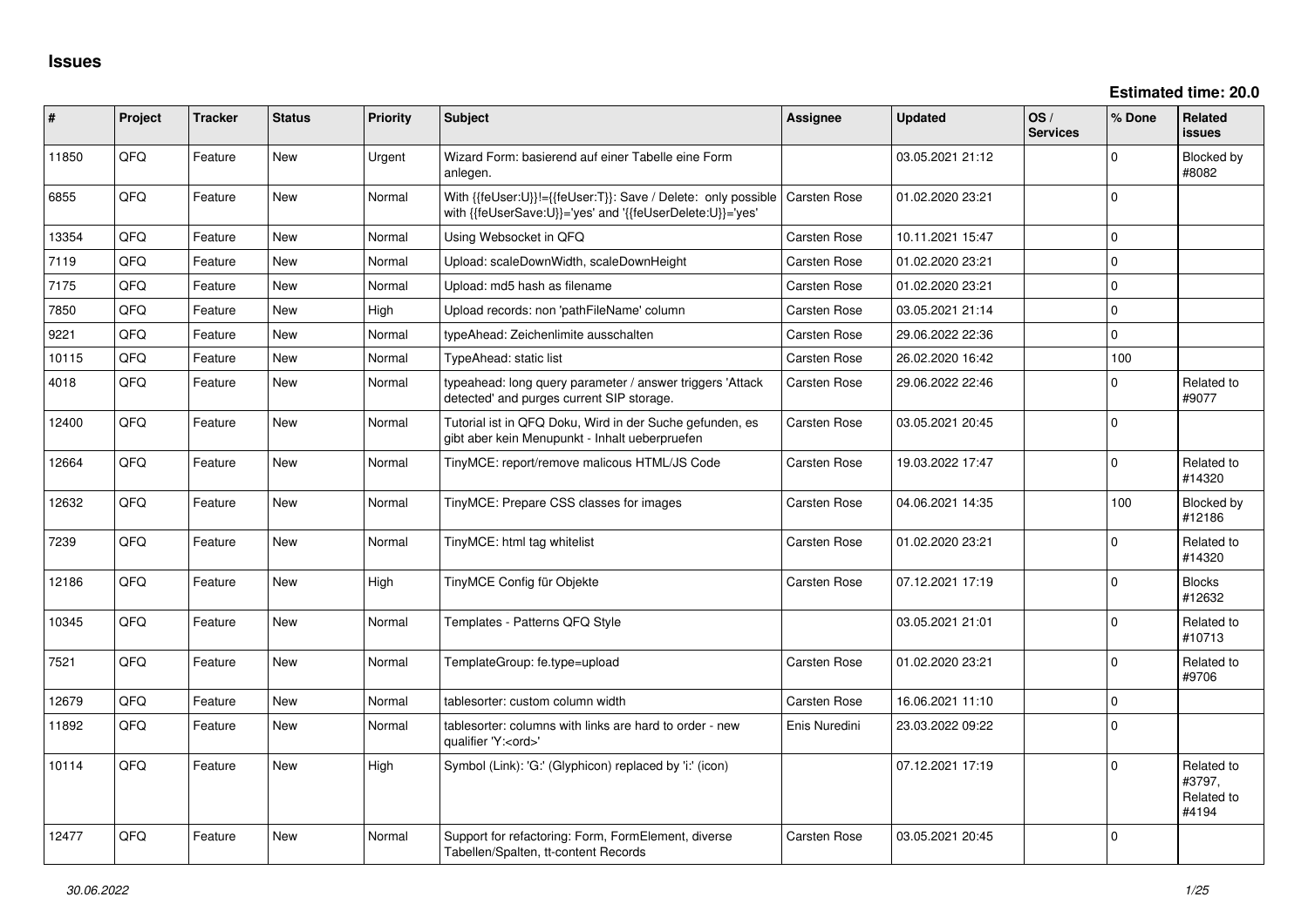# Issues

**Estimated time: 20.0**

| # | Project | Tracker | Status | Priority | Subject | Assignee | Updated | OS / Services | % Done | Related issues |
|---|---|---|---|---|---|---|---|---|---|---|
| 11850 | QFQ | Feature | New | Urgent | Wizard Form: basierend auf einer Tabelle eine Form anlegen. | | 03.05.2021 21:12 | | 0 | Blocked by #8082 |
| 6855 | QFQ | Feature | New | Normal | With {{feUser:U}}!={{feUser:T}}: Save / Delete: only possible with {{feUserSave:U}}='yes' and '{{feUserDelete:U}}='yes' | Carsten Rose | 01.02.2020 23:21 | | 0 | |
| 13354 | QFQ | Feature | New | Normal | Using Websocket in QFQ | Carsten Rose | 10.11.2021 15:47 | | 0 | |
| 7119 | QFQ | Feature | New | Normal | Upload: scaleDownWidth, scaleDownHeight | Carsten Rose | 01.02.2020 23:21 | | 0 | |
| 7175 | QFQ | Feature | New | Normal | Upload: md5 hash as filename | Carsten Rose | 01.02.2020 23:21 | | 0 | |
| 7850 | QFQ | Feature | New | High | Upload records: non 'pathFileName' column | Carsten Rose | 03.05.2021 21:14 | | 0 | |
| 9221 | QFQ | Feature | New | Normal | typeAhead: Zeichenlimite ausschalten | Carsten Rose | 29.06.2022 22:36 | | 0 | |
| 10115 | QFQ | Feature | New | Normal | TypeAhead: static list | Carsten Rose | 26.02.2020 16:42 | | 100 | |
| 4018 | QFQ | Feature | New | Normal | typeahead: long query parameter / answer triggers 'Attack detected' and purges current SIP storage. | Carsten Rose | 29.06.2022 22:46 | | 0 | Related to #9077 |
| 12400 | QFQ | Feature | New | Normal | Tutorial ist in QFQ Doku, Wird in der Suche gefunden, es gibt aber kein Menupunkt - Inhalt ueberpruefen | Carsten Rose | 03.05.2021 20:45 | | 0 | |
| 12664 | QFQ | Feature | New | Normal | TinyMCE: report/remove malicous HTML/JS Code | Carsten Rose | 19.03.2022 17:47 | | 0 | Related to #14320 |
| 12632 | QFQ | Feature | New | Normal | TinyMCE: Prepare CSS classes for images | Carsten Rose | 04.06.2021 14:35 | | 100 | Blocked by #12186 |
| 7239 | QFQ | Feature | New | Normal | TinyMCE: html tag whitelist | Carsten Rose | 01.02.2020 23:21 | | 0 | Related to #14320 |
| 12186 | QFQ | Feature | New | High | TinyMCE Config für Objekte | Carsten Rose | 07.12.2021 17:19 | | 0 | Blocks #12632 |
| 10345 | QFQ | Feature | New | Normal | Templates - Patterns QFQ Style | | 03.05.2021 21:01 | | 0 | Related to #10713 |
| 7521 | QFQ | Feature | New | Normal | TemplateGroup: fe.type=upload | Carsten Rose | 01.02.2020 23:21 | | 0 | Related to #9706 |
| 12679 | QFQ | Feature | New | Normal | tablesorter: custom column width | Carsten Rose | 16.06.2021 11:10 | | 0 | |
| 11892 | QFQ | Feature | New | Normal | tablesorter: columns with links are hard to order - new qualifier 'Y:<ord>' | Enis Nuredini | 23.03.2022 09:22 | | 0 | |
| 10114 | QFQ | Feature | New | High | Symbol (Link): 'G:' (Glyphicon) replaced by 'i:' (icon) | | 07.12.2021 17:19 | | 0 | Related to #3797, Related to #4194 |
| 12477 | QFQ | Feature | New | Normal | Support for refactoring: Form, FormElement, diverse Tabellen/Spalten, tt-content Records | Carsten Rose | 03.05.2021 20:45 | | 0 | |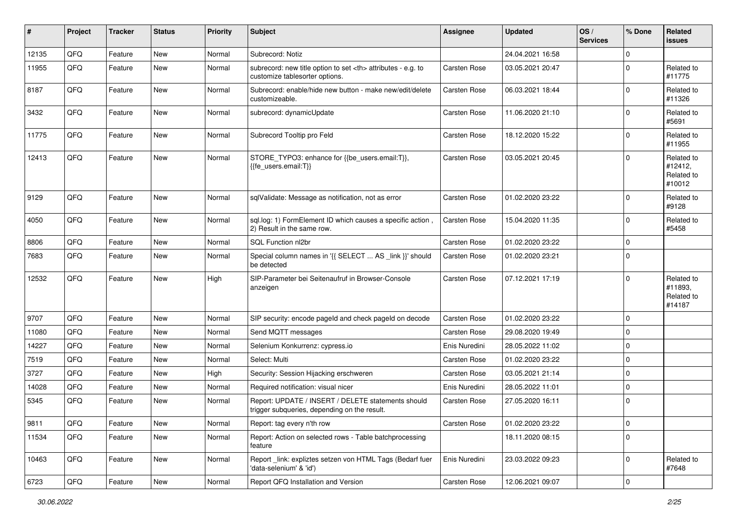| # | Project | Tracker | Status | Priority | Subject | Assignee | Updated | OS / Services | % Done | Related issues |
|---|---|---|---|---|---|---|---|---|---|---|
| 12135 | QFQ | Feature | New | Normal | Subrecord: Notiz | | 24.04.2021 16:58 | | 0 | |
| 11955 | QFQ | Feature | New | Normal | subrecord: new title option to set <th> attributes - e.g. to customize tablesorter options. | Carsten Rose | 03.05.2021 20:47 | | 0 | Related to #11775 |
| 8187 | QFQ | Feature | New | Normal | Subrecord: enable/hide new button - make new/edit/delete customizeable. | Carsten Rose | 06.03.2021 18:44 | | 0 | Related to #11326 |
| 3432 | QFQ | Feature | New | Normal | subrecord: dynamicUpdate | Carsten Rose | 11.06.2020 21:10 | | 0 | Related to #5691 |
| 11775 | QFQ | Feature | New | Normal | Subrecord Tooltip pro Feld | Carsten Rose | 18.12.2020 15:22 | | 0 | Related to #11955 |
| 12413 | QFQ | Feature | New | Normal | STORE_TYPO3: enhance for {{be_users.email:T}}, {{fe_users.email:T}} | Carsten Rose | 03.05.2021 20:45 | | 0 | Related to #12412, Related to #10012 |
| 9129 | QFQ | Feature | New | Normal | sqlValidate: Message as notification, not as error | Carsten Rose | 01.02.2020 23:22 | | 0 | Related to #9128 |
| 4050 | QFQ | Feature | New | Normal | sql.log: 1) FormElement ID which causes a specific action , 2) Result in the same row. | Carsten Rose | 15.04.2020 11:35 | | 0 | Related to #5458 |
| 8806 | QFQ | Feature | New | Normal | SQL Function nl2br | Carsten Rose | 01.02.2020 23:22 | | 0 | |
| 7683 | QFQ | Feature | New | Normal | Special column names in '{{ SELECT ... AS _link }}' should be detected | Carsten Rose | 01.02.2020 23:21 | | 0 | |
| 12532 | QFQ | Feature | New | High | SIP-Parameter bei Seitenaufruf in Browser-Console anzeigen | Carsten Rose | 07.12.2021 17:19 | | 0 | Related to #11893, Related to #14187 |
| 9707 | QFQ | Feature | New | Normal | SIP security: encode pageId and check pageId on decode | Carsten Rose | 01.02.2020 23:22 | | 0 | |
| 11080 | QFQ | Feature | New | Normal | Send MQTT messages | Carsten Rose | 29.08.2020 19:49 | | 0 | |
| 14227 | QFQ | Feature | New | Normal | Selenium Konkurrenz: cypress.io | Enis Nuredini | 28.05.2022 11:02 | | 0 | |
| 7519 | QFQ | Feature | New | Normal | Select: Multi | Carsten Rose | 01.02.2020 23:22 | | 0 | |
| 3727 | QFQ | Feature | New | High | Security: Session Hijacking erschweren | Carsten Rose | 03.05.2021 21:14 | | 0 | |
| 14028 | QFQ | Feature | New | Normal | Required notification: visual nicer | Enis Nuredini | 28.05.2022 11:01 | | 0 | |
| 5345 | QFQ | Feature | New | Normal | Report: UPDATE / INSERT / DELETE statements should trigger subqueries, depending on the result. | Carsten Rose | 27.05.2020 16:11 | | 0 | |
| 9811 | QFQ | Feature | New | Normal | Report: tag every n'th row | Carsten Rose | 01.02.2020 23:22 | | 0 | |
| 11534 | QFQ | Feature | New | Normal | Report: Action on selected rows - Table batchprocessing feature | | 18.11.2020 08:15 | | 0 | |
| 10463 | QFQ | Feature | New | Normal | Report _link: expliztes setzen von HTML Tags (Bedarf fuer 'data-selenium' & 'id') | Enis Nuredini | 23.03.2022 09:23 | | 0 | Related to #7648 |
| 6723 | QFQ | Feature | New | Normal | Report QFQ Installation and Version | Carsten Rose | 12.06.2021 09:07 | | 0 | |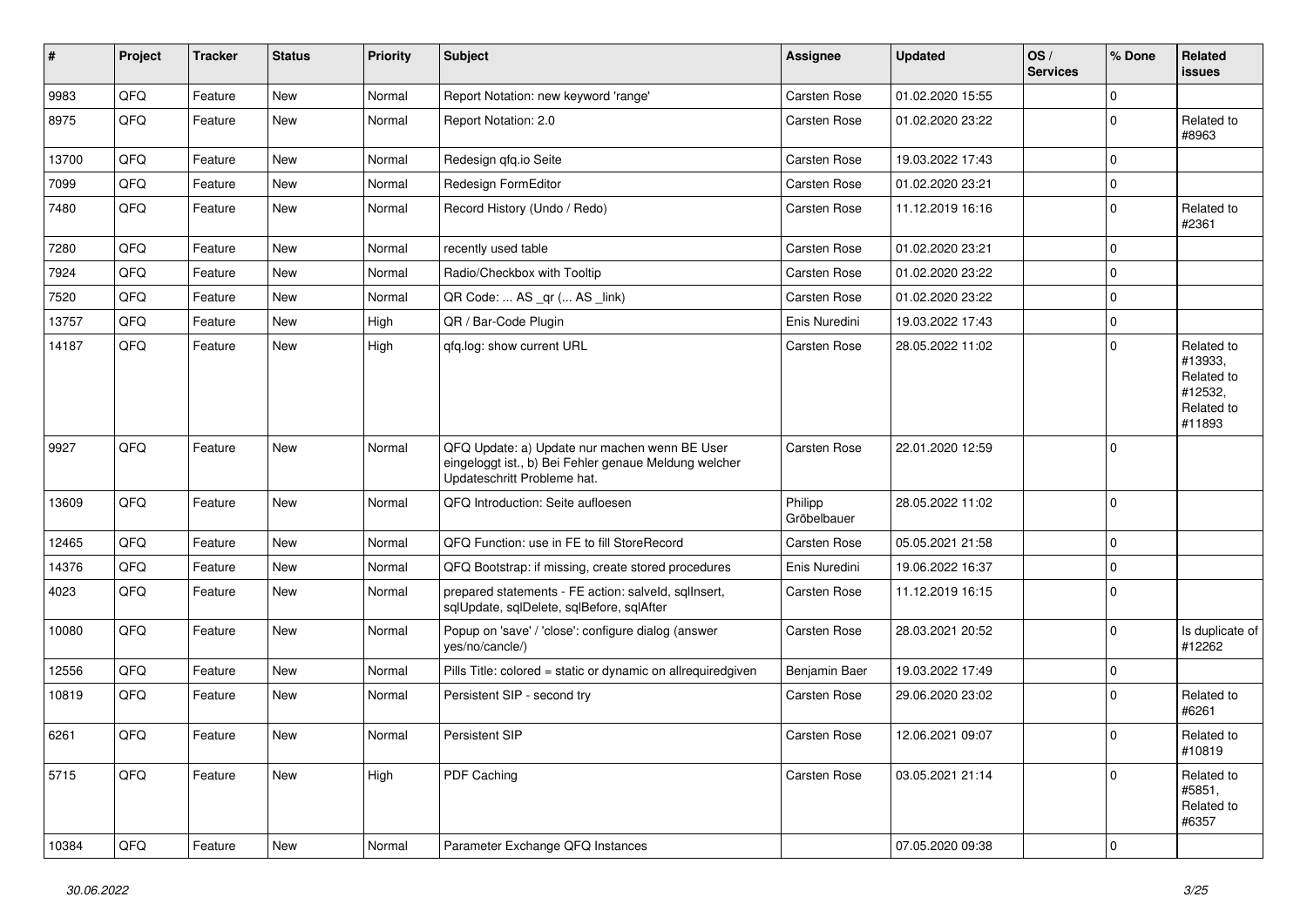| # | Project | Tracker | Status | Priority | Subject | Assignee | Updated | OS / Services | % Done | Related issues |
|---|---|---|---|---|---|---|---|---|---|---|
| 9983 | QFQ | Feature | New | Normal | Report Notation: new keyword 'range' | Carsten Rose | 01.02.2020 15:55 | | 0 | |
| 8975 | QFQ | Feature | New | Normal | Report Notation: 2.0 | Carsten Rose | 01.02.2020 23:22 | | 0 | Related to #8963 |
| 13700 | QFQ | Feature | New | Normal | Redesign qfq.io Seite | Carsten Rose | 19.03.2022 17:43 | | 0 | |
| 7099 | QFQ | Feature | New | Normal | Redesign FormEditor | Carsten Rose | 01.02.2020 23:21 | | 0 | |
| 7480 | QFQ | Feature | New | Normal | Record History (Undo / Redo) | Carsten Rose | 11.12.2019 16:16 | | 0 | Related to #2361 |
| 7280 | QFQ | Feature | New | Normal | recently used table | Carsten Rose | 01.02.2020 23:21 | | 0 | |
| 7924 | QFQ | Feature | New | Normal | Radio/Checkbox with Tooltip | Carsten Rose | 01.02.2020 23:22 | | 0 | |
| 7520 | QFQ | Feature | New | Normal | QR Code: ... AS _qr (... AS _link) | Carsten Rose | 01.02.2020 23:22 | | 0 | |
| 13757 | QFQ | Feature | New | High | QR / Bar-Code Plugin | Enis Nuredini | 19.03.2022 17:43 | | 0 | |
| 14187 | QFQ | Feature | New | High | qfq.log: show current URL | Carsten Rose | 28.05.2022 11:02 | | 0 | Related to #13933, Related to #12532, Related to #11893 |
| 9927 | QFQ | Feature | New | Normal | QFQ Update: a) Update nur machen wenn BE User eingeloggt ist., b) Bei Fehler genaue Meldung welcher Updateschritt Probleme hat. | Carsten Rose | 22.01.2020 12:59 | | 0 | |
| 13609 | QFQ | Feature | New | Normal | QFQ Introduction: Seite aufloesen | Philipp Gröbelbauer | 28.05.2022 11:02 | | 0 | |
| 12465 | QFQ | Feature | New | Normal | QFQ Function: use in FE to fill StoreRecord | Carsten Rose | 05.05.2021 21:58 | | 0 | |
| 14376 | QFQ | Feature | New | Normal | QFQ Bootstrap: if missing, create stored procedures | Enis Nuredini | 19.06.2022 16:37 | | 0 | |
| 4023 | QFQ | Feature | New | Normal | prepared statements - FE action: salveld, sqlInsert, sqlUpdate, sqlDelete, sqlBefore, sqlAfter | Carsten Rose | 11.12.2019 16:15 | | 0 | |
| 10080 | QFQ | Feature | New | Normal | Popup on 'save' / 'close': configure dialog (answer yes/no/cancle/) | Carsten Rose | 28.03.2021 20:52 | | 0 | Is duplicate of #12262 |
| 12556 | QFQ | Feature | New | Normal | Pills Title: colored = static or dynamic on allrequiredgiven | Benjamin Baer | 19.03.2022 17:49 | | 0 | |
| 10819 | QFQ | Feature | New | Normal | Persistent SIP - second try | Carsten Rose | 29.06.2020 23:02 | | 0 | Related to #6261 |
| 6261 | QFQ | Feature | New | Normal | Persistent SIP | Carsten Rose | 12.06.2021 09:07 | | 0 | Related to #10819 |
| 5715 | QFQ | Feature | New | High | PDF Caching | Carsten Rose | 03.05.2021 21:14 | | 0 | Related to #5851, Related to #6357 |
| 10384 | QFQ | Feature | New | Normal | Parameter Exchange QFQ Instances | | 07.05.2020 09:38 | | 0 | |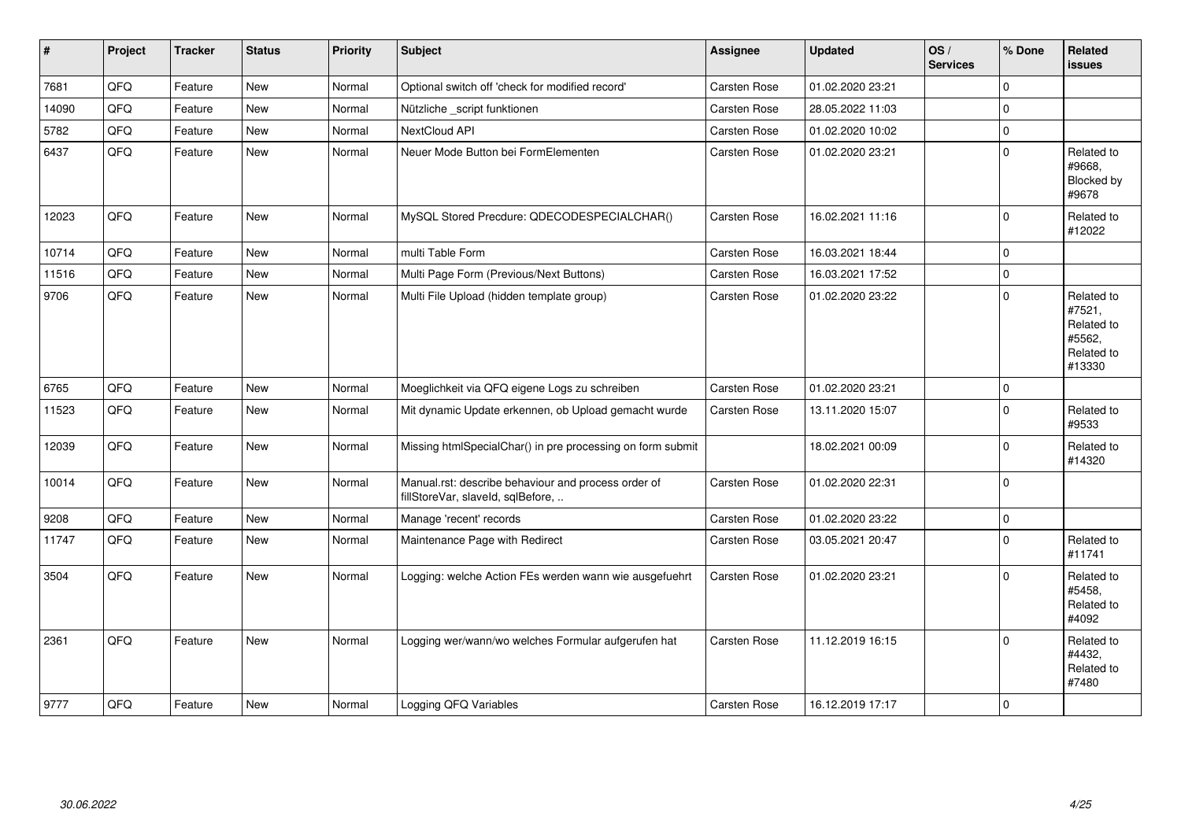| # | Project | Tracker | Status | Priority | Subject | Assignee | Updated | OS / Services | % Done | Related issues |
|---|---|---|---|---|---|---|---|---|---|---|
| 7681 | QFQ | Feature | New | Normal | Optional switch off 'check for modified record' | Carsten Rose | 01.02.2020 23:21 | | 0 | |
| 14090 | QFQ | Feature | New | Normal | Nützliche _script funktionen | Carsten Rose | 28.05.2022 11:03 | | 0 | |
| 5782 | QFQ | Feature | New | Normal | NextCloud API | Carsten Rose | 01.02.2020 10:02 | | 0 | |
| 6437 | QFQ | Feature | New | Normal | Neuer Mode Button bei FormElementen | Carsten Rose | 01.02.2020 23:21 | | 0 | Related to #9668, Blocked by #9678 |
| 12023 | QFQ | Feature | New | Normal | MySQL Stored Precdure: QDECODESPECIALCHAR() | Carsten Rose | 16.02.2021 11:16 | | 0 | Related to #12022 |
| 10714 | QFQ | Feature | New | Normal | multi Table Form | Carsten Rose | 16.03.2021 18:44 | | 0 | |
| 11516 | QFQ | Feature | New | Normal | Multi Page Form (Previous/Next Buttons) | Carsten Rose | 16.03.2021 17:52 | | 0 | |
| 9706 | QFQ | Feature | New | Normal | Multi File Upload (hidden template group) | Carsten Rose | 01.02.2020 23:22 | | 0 | Related to #7521, Related to #5562, Related to #13330 |
| 6765 | QFQ | Feature | New | Normal | Moeglichkeit via QFQ eigene Logs zu schreiben | Carsten Rose | 01.02.2020 23:21 | | 0 | |
| 11523 | QFQ | Feature | New | Normal | Mit dynamic Update erkennen, ob Upload gemacht wurde | Carsten Rose | 13.11.2020 15:07 | | 0 | Related to #9533 |
| 12039 | QFQ | Feature | New | Normal | Missing htmlSpecialChar() in pre processing on form submit | | 18.02.2021 00:09 | | 0 | Related to #14320 |
| 10014 | QFQ | Feature | New | Normal | Manual.rst: describe behaviour and process order of fillStoreVar, slaveId, sqlBefore, .. | Carsten Rose | 01.02.2020 22:31 | | 0 | |
| 9208 | QFQ | Feature | New | Normal | Manage 'recent' records | Carsten Rose | 01.02.2020 23:22 | | 0 | |
| 11747 | QFQ | Feature | New | Normal | Maintenance Page with Redirect | Carsten Rose | 03.05.2021 20:47 | | 0 | Related to #11741 |
| 3504 | QFQ | Feature | New | Normal | Logging: welche Action FEs werden wann wie ausgefuehrt | Carsten Rose | 01.02.2020 23:21 | | 0 | Related to #5458, Related to #4092 |
| 2361 | QFQ | Feature | New | Normal | Logging wer/wann/wo welches Formular aufgerufen hat | Carsten Rose | 11.12.2019 16:15 | | 0 | Related to #4432, Related to #7480 |
| 9777 | QFQ | Feature | New | Normal | Logging QFQ Variables | Carsten Rose | 16.12.2019 17:17 | | 0 | |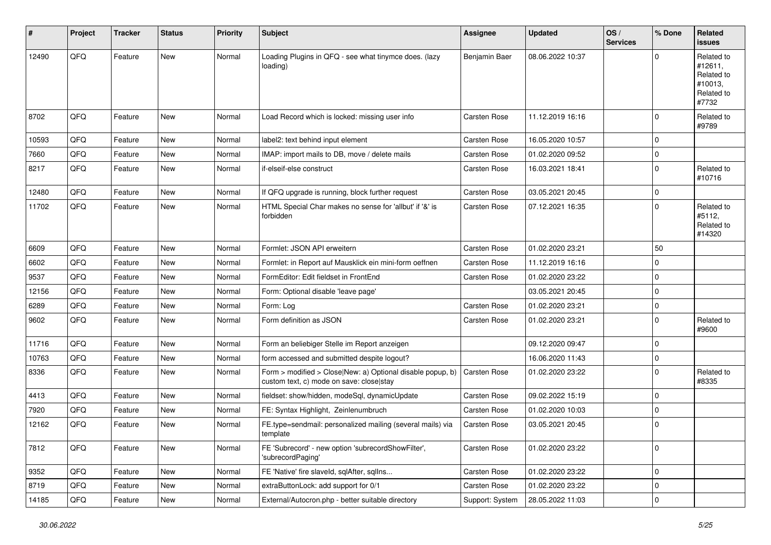| # | Project | Tracker | Status | Priority | Subject | Assignee | Updated | OS / Services | % Done | Related issues |
|---|---|---|---|---|---|---|---|---|---|---|
| 12490 | QFQ | Feature | New | Normal | Loading Plugins in QFQ - see what tinymce does. (lazy loading) | Benjamin Baer | 08.06.2022 10:37 | | 0 | Related to #12611, Related to #10013, Related to #7732 |
| 8702 | QFQ | Feature | New | Normal | Load Record which is locked: missing user info | Carsten Rose | 11.12.2019 16:16 | | 0 | Related to #9789 |
| 10593 | QFQ | Feature | New | Normal | label2: text behind input element | Carsten Rose | 16.05.2020 10:57 | | 0 | |
| 7660 | QFQ | Feature | New | Normal | IMAP: import mails to DB, move / delete mails | Carsten Rose | 01.02.2020 09:52 | | 0 | |
| 8217 | QFQ | Feature | New | Normal | if-elseif-else construct | Carsten Rose | 16.03.2021 18:41 | | 0 | Related to #10716 |
| 12480 | QFQ | Feature | New | Normal | If QFQ upgrade is running, block further request | Carsten Rose | 03.05.2021 20:45 | | 0 | |
| 11702 | QFQ | Feature | New | Normal | HTML Special Char makes no sense for 'allbut' if '&' is forbidden | Carsten Rose | 07.12.2021 16:35 | | 0 | Related to #5112, Related to #14320 |
| 6609 | QFQ | Feature | New | Normal | Formlet: JSON API erweitern | Carsten Rose | 01.02.2020 23:21 | | 50 | |
| 6602 | QFQ | Feature | New | Normal | Formlet: in Report auf Mausklick ein mini-form oeffnen | Carsten Rose | 11.12.2019 16:16 | | 0 | |
| 9537 | QFQ | Feature | New | Normal | FormEditor: Edit fieldset in FrontEnd | Carsten Rose | 01.02.2020 23:22 | | 0 | |
| 12156 | QFQ | Feature | New | Normal | Form: Optional disable 'leave page' | | 03.05.2021 20:45 | | 0 | |
| 6289 | QFQ | Feature | New | Normal | Form: Log | Carsten Rose | 01.02.2020 23:21 | | 0 | |
| 9602 | QFQ | Feature | New | Normal | Form definition as JSON | Carsten Rose | 01.02.2020 23:21 | | 0 | Related to #9600 |
| 11716 | QFQ | Feature | New | Normal | Form an beliebiger Stelle im Report anzeigen | | 09.12.2020 09:47 | | 0 | |
| 10763 | QFQ | Feature | New | Normal | form accessed and submitted despite logout? | | 16.06.2020 11:43 | | 0 | |
| 8336 | QFQ | Feature | New | Normal | Form > modified > Close\|New: a) Optional disable popup, b) custom text, c) mode on save: close\|stay | Carsten Rose | 01.02.2020 23:22 | | 0 | Related to #8335 |
| 4413 | QFQ | Feature | New | Normal | fieldset: show/hidden, modeSql, dynamicUpdate | Carsten Rose | 09.02.2022 15:19 | | 0 | |
| 7920 | QFQ | Feature | New | Normal | FE: Syntax Highlight, Zeinlenumbruch | Carsten Rose | 01.02.2020 10:03 | | 0 | |
| 12162 | QFQ | Feature | New | Normal | FE.type=sendmail: personalized mailing (several mails) via template | Carsten Rose | 03.05.2021 20:45 | | 0 | |
| 7812 | QFQ | Feature | New | Normal | FE 'Subrecord' - new option 'subrecordShowFilter', 'subrecordPaging' | Carsten Rose | 01.02.2020 23:22 | | 0 | |
| 9352 | QFQ | Feature | New | Normal | FE 'Native' fire slaveId, sqlAfter, sqlIns... | Carsten Rose | 01.02.2020 23:22 | | 0 | |
| 8719 | QFQ | Feature | New | Normal | extraButtonLock: add support for 0/1 | Carsten Rose | 01.02.2020 23:22 | | 0 | |
| 14185 | QFQ | Feature | New | Normal | External/Autocron.php - better suitable directory | Support: System | 28.05.2022 11:03 | | 0 | |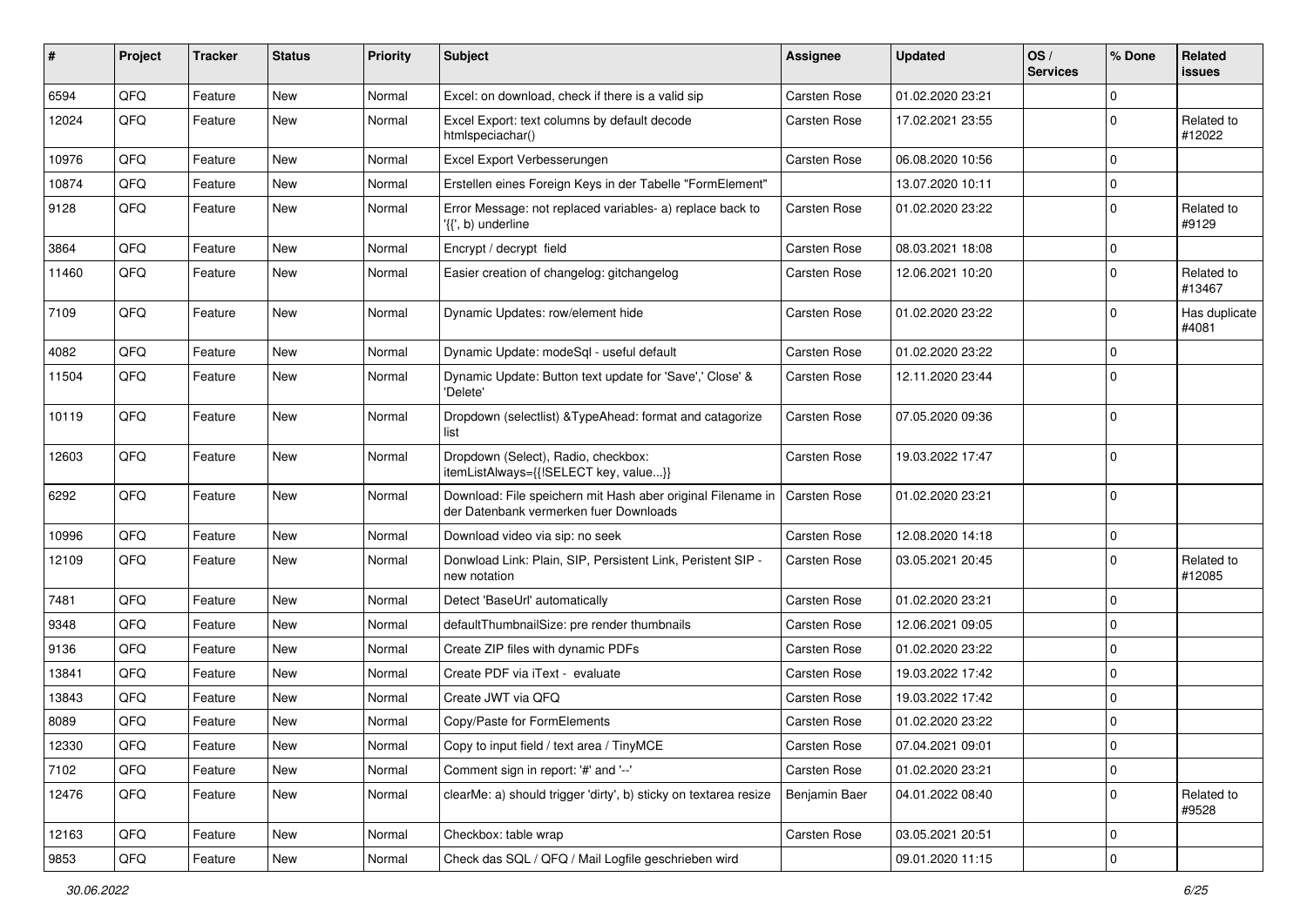| # | Project | Tracker | Status | Priority | Subject | Assignee | Updated | OS / Services | % Done | Related issues |
|---|---|---|---|---|---|---|---|---|---|---|
| 6594 | QFQ | Feature | New | Normal | Excel: on download, check if there is a valid sip | Carsten Rose | 01.02.2020 23:21 | | 0 | |
| 12024 | QFQ | Feature | New | Normal | Excel Export: text columns by default decode htmlspeciachar() | Carsten Rose | 17.02.2021 23:55 | | 0 | Related to #12022 |
| 10976 | QFQ | Feature | New | Normal | Excel Export Verbesserungen | Carsten Rose | 06.08.2020 10:56 | | 0 | |
| 10874 | QFQ | Feature | New | Normal | Erstellen eines Foreign Keys in der Tabelle "FormElement" | | 13.07.2020 10:11 | | 0 | |
| 9128 | QFQ | Feature | New | Normal | Error Message: not replaced variables- a) replace back to '{{', b) underline | Carsten Rose | 01.02.2020 23:22 | | 0 | Related to #9129 |
| 3864 | QFQ | Feature | New | Normal | Encrypt / decrypt field | Carsten Rose | 08.03.2021 18:08 | | 0 | |
| 11460 | QFQ | Feature | New | Normal | Easier creation of changelog: gitchangelog | Carsten Rose | 12.06.2021 10:20 | | 0 | Related to #13467 |
| 7109 | QFQ | Feature | New | Normal | Dynamic Updates: row/element hide | Carsten Rose | 01.02.2020 23:22 | | 0 | Has duplicate #4081 |
| 4082 | QFQ | Feature | New | Normal | Dynamic Update: modeSql - useful default | Carsten Rose | 01.02.2020 23:22 | | 0 | |
| 11504 | QFQ | Feature | New | Normal | Dynamic Update: Button text update for 'Save',' Close' & 'Delete' | Carsten Rose | 12.11.2020 23:44 | | 0 | |
| 10119 | QFQ | Feature | New | Normal | Dropdown (selectlist) &TypeAhead: format and catagorize list | Carsten Rose | 07.05.2020 09:36 | | 0 | |
| 12603 | QFQ | Feature | New | Normal | Dropdown (Select), Radio, checkbox: itemListAlways={{!SELECT key, value...}} | Carsten Rose | 19.03.2022 17:47 | | 0 | |
| 6292 | QFQ | Feature | New | Normal | Download: File speichern mit Hash aber original Filename in der Datenbank vermerken fuer Downloads | Carsten Rose | 01.02.2020 23:21 | | 0 | |
| 10996 | QFQ | Feature | New | Normal | Download video via sip: no seek | Carsten Rose | 12.08.2020 14:18 | | 0 | |
| 12109 | QFQ | Feature | New | Normal | Donwload Link: Plain, SIP, Persistent Link, Peristent SIP - new notation | Carsten Rose | 03.05.2021 20:45 | | 0 | Related to #12085 |
| 7481 | QFQ | Feature | New | Normal | Detect 'BaseUrl' automatically | Carsten Rose | 01.02.2020 23:21 | | 0 | |
| 9348 | QFQ | Feature | New | Normal | defaultThumbnailSize: pre render thumbnails | Carsten Rose | 12.06.2021 09:05 | | 0 | |
| 9136 | QFQ | Feature | New | Normal | Create ZIP files with dynamic PDFs | Carsten Rose | 01.02.2020 23:22 | | 0 | |
| 13841 | QFQ | Feature | New | Normal | Create PDF via iText - evaluate | Carsten Rose | 19.03.2022 17:42 | | 0 | |
| 13843 | QFQ | Feature | New | Normal | Create JWT via QFQ | Carsten Rose | 19.03.2022 17:42 | | 0 | |
| 8089 | QFQ | Feature | New | Normal | Copy/Paste for FormElements | Carsten Rose | 01.02.2020 23:22 | | 0 | |
| 12330 | QFQ | Feature | New | Normal | Copy to input field / text area / TinyMCE | Carsten Rose | 07.04.2021 09:01 | | 0 | |
| 7102 | QFQ | Feature | New | Normal | Comment sign in report: '#' and '--' | Carsten Rose | 01.02.2020 23:21 | | 0 | |
| 12476 | QFQ | Feature | New | Normal | clearMe: a) should trigger 'dirty', b) sticky on textarea resize | Benjamin Baer | 04.01.2022 08:40 | | 0 | Related to #9528 |
| 12163 | QFQ | Feature | New | Normal | Checkbox: table wrap | Carsten Rose | 03.05.2021 20:51 | | 0 | |
| 9853 | QFQ | Feature | New | Normal | Check das SQL / QFQ / Mail Logfile geschrieben wird | | 09.01.2020 11:15 | | 0 | |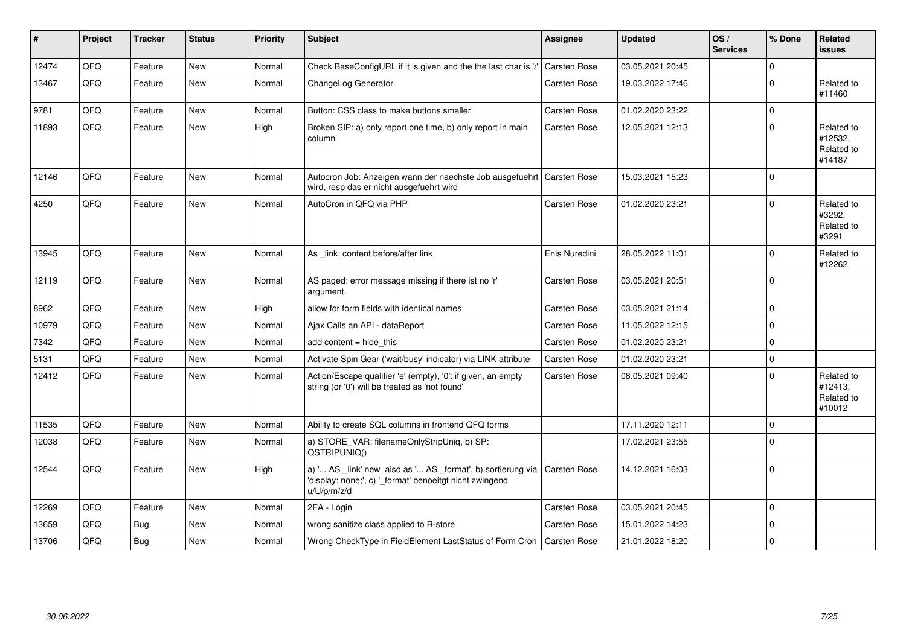| # | Project | Tracker | Status | Priority | Subject | Assignee | Updated | OS / Services | % Done | Related issues |
|---|---|---|---|---|---|---|---|---|---|---|
| 12474 | QFQ | Feature | New | Normal | Check BaseConfigURL if it is given and the the last char is '/' | Carsten Rose | 03.05.2021 20:45 | | 0 | |
| 13467 | QFQ | Feature | New | Normal | ChangeLog Generator | Carsten Rose | 19.03.2022 17:46 | | 0 | Related to #11460 |
| 9781 | QFQ | Feature | New | Normal | Button: CSS class to make buttons smaller | Carsten Rose | 01.02.2020 23:22 | | 0 | |
| 11893 | QFQ | Feature | New | High | Broken SIP: a) only report one time, b) only report in main column | Carsten Rose | 12.05.2021 12:13 | | 0 | Related to #12532, Related to #14187 |
| 12146 | QFQ | Feature | New | Normal | Autocron Job: Anzeigen wann der naechste Job ausgefuehrt wird, resp das er nicht ausgefuehrt wird | Carsten Rose | 15.03.2021 15:23 | | 0 | |
| 4250 | QFQ | Feature | New | Normal | AutoCron in QFQ via PHP | Carsten Rose | 01.02.2020 23:21 | | 0 | Related to #3292, Related to #3291 |
| 13945 | QFQ | Feature | New | Normal | As _link: content before/after link | Enis Nuredini | 28.05.2022 11:01 | | 0 | Related to #12262 |
| 12119 | QFQ | Feature | New | Normal | AS paged: error message missing if there ist no 'r' argument. | Carsten Rose | 03.05.2021 20:51 | | 0 | |
| 8962 | QFQ | Feature | New | High | allow for form fields with identical names | Carsten Rose | 03.05.2021 21:14 | | 0 | |
| 10979 | QFQ | Feature | New | Normal | Ajax Calls an API - dataReport | Carsten Rose | 11.05.2022 12:15 | | 0 | |
| 7342 | QFQ | Feature | New | Normal | add content = hide_this | Carsten Rose | 01.02.2020 23:21 | | 0 | |
| 5131 | QFQ | Feature | New | Normal | Activate Spin Gear ('wait/busy' indicator) via LINK attribute | Carsten Rose | 01.02.2020 23:21 | | 0 | |
| 12412 | QFQ | Feature | New | Normal | Action/Escape qualifier 'e' (empty), '0': if given, an empty string (or '0') will be treated as 'not found' | Carsten Rose | 08.05.2021 09:40 | | 0 | Related to #12413, Related to #10012 |
| 11535 | QFQ | Feature | New | Normal | Ability to create SQL columns in frontend QFQ forms | | 17.11.2020 12:11 | | 0 | |
| 12038 | QFQ | Feature | New | Normal | a) STORE_VAR: filenameOnlyStripUniq, b) SP: QSTRIPUNIQ() | | 17.02.2021 23:55 | | 0 | |
| 12544 | QFQ | Feature | New | High | a) '... AS _link' new also as '... AS _format', b) sortierung via 'display: none;', c) '_format' benoeitgt nicht zwingend u/U/p/m/z/d | Carsten Rose | 14.12.2021 16:03 | | 0 | |
| 12269 | QFQ | Feature | New | Normal | 2FA - Login | Carsten Rose | 03.05.2021 20:45 | | 0 | |
| 13659 | QFQ | Bug | New | Normal | wrong sanitize class applied to R-store | Carsten Rose | 15.01.2022 14:23 | | 0 | |
| 13706 | QFQ | Bug | New | Normal | Wrong CheckType in FieldElement LastStatus of Form Cron | Carsten Rose | 21.01.2022 18:20 | | 0 | |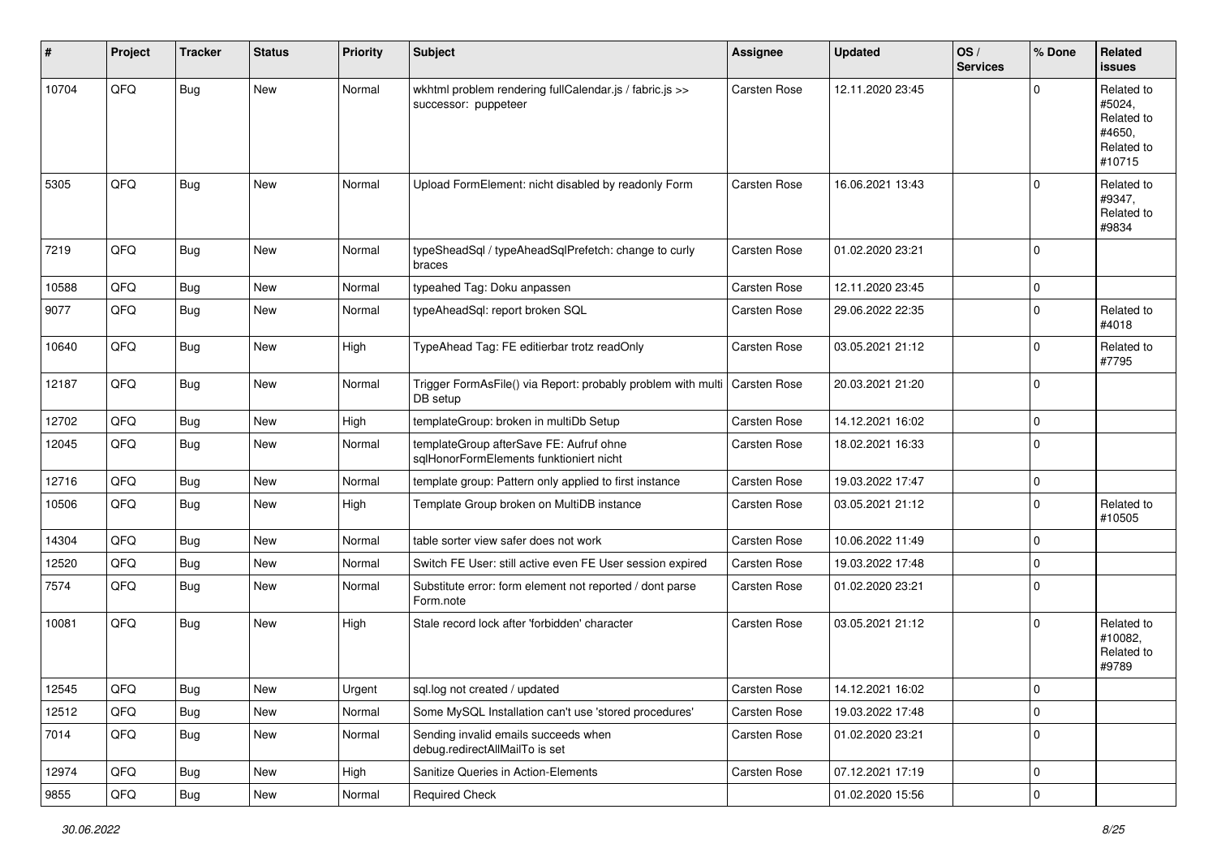| # | Project | Tracker | Status | Priority | Subject | Assignee | Updated | OS / Services | % Done | Related issues |
|---|---|---|---|---|---|---|---|---|---|---|
| 10704 | QFQ | Bug | New | Normal | wkhtml problem rendering fullCalendar.js / fabric.js >> successor: puppeteer | Carsten Rose | 12.11.2020 23:45 | | 0 | Related to #5024, Related to #4650, Related to #10715 |
| 5305 | QFQ | Bug | New | Normal | Upload FormElement: nicht disabled by readonly Form | Carsten Rose | 16.06.2021 13:43 | | 0 | Related to #9347, Related to #9834 |
| 7219 | QFQ | Bug | New | Normal | typeSheadSql / typeAheadSqlPrefetch: change to curly braces | Carsten Rose | 01.02.2020 23:21 | | 0 | |
| 10588 | QFQ | Bug | New | Normal | typeahed Tag: Doku anpassen | Carsten Rose | 12.11.2020 23:45 | | 0 | |
| 9077 | QFQ | Bug | New | Normal | typeAheadSql: report broken SQL | Carsten Rose | 29.06.2022 22:35 | | 0 | Related to #4018 |
| 10640 | QFQ | Bug | New | High | TypeAhead Tag: FE editierbar trotz readOnly | Carsten Rose | 03.05.2021 21:12 | | 0 | Related to #7795 |
| 12187 | QFQ | Bug | New | Normal | Trigger FormAsFile() via Report: probably problem with multi DB setup | Carsten Rose | 20.03.2021 21:20 | | 0 | |
| 12702 | QFQ | Bug | New | High | templateGroup: broken in multiDb Setup | Carsten Rose | 14.12.2021 16:02 | | 0 | |
| 12045 | QFQ | Bug | New | Normal | templateGroup afterSave FE: Aufruf ohne sqlHonorFormElements funktioniert nicht | Carsten Rose | 18.02.2021 16:33 | | 0 | |
| 12716 | QFQ | Bug | New | Normal | template group: Pattern only applied to first instance | Carsten Rose | 19.03.2022 17:47 | | 0 | |
| 10506 | QFQ | Bug | New | High | Template Group broken on MultiDB instance | Carsten Rose | 03.05.2021 21:12 | | 0 | Related to #10505 |
| 14304 | QFQ | Bug | New | Normal | table sorter view safer does not work | Carsten Rose | 10.06.2022 11:49 | | 0 | |
| 12520 | QFQ | Bug | New | Normal | Switch FE User: still active even FE User session expired | Carsten Rose | 19.03.2022 17:48 | | 0 | |
| 7574 | QFQ | Bug | New | Normal | Substitute error: form element not reported / dont parse Form.note | Carsten Rose | 01.02.2020 23:21 | | 0 | |
| 10081 | QFQ | Bug | New | High | Stale record lock after 'forbidden' character | Carsten Rose | 03.05.2021 21:12 | | 0 | Related to #10082, Related to #9789 |
| 12545 | QFQ | Bug | New | Urgent | sql.log not created / updated | Carsten Rose | 14.12.2021 16:02 | | 0 | |
| 12512 | QFQ | Bug | New | Normal | Some MySQL Installation can't use 'stored procedures' | Carsten Rose | 19.03.2022 17:48 | | 0 | |
| 7014 | QFQ | Bug | New | Normal | Sending invalid emails succeeds when debug.redirectAllMailTo is set | Carsten Rose | 01.02.2020 23:21 | | 0 | |
| 12974 | QFQ | Bug | New | High | Sanitize Queries in Action-Elements | Carsten Rose | 07.12.2021 17:19 | | 0 | |
| 9855 | QFQ | Bug | New | Normal | Required Check | | 01.02.2020 15:56 | | 0 | |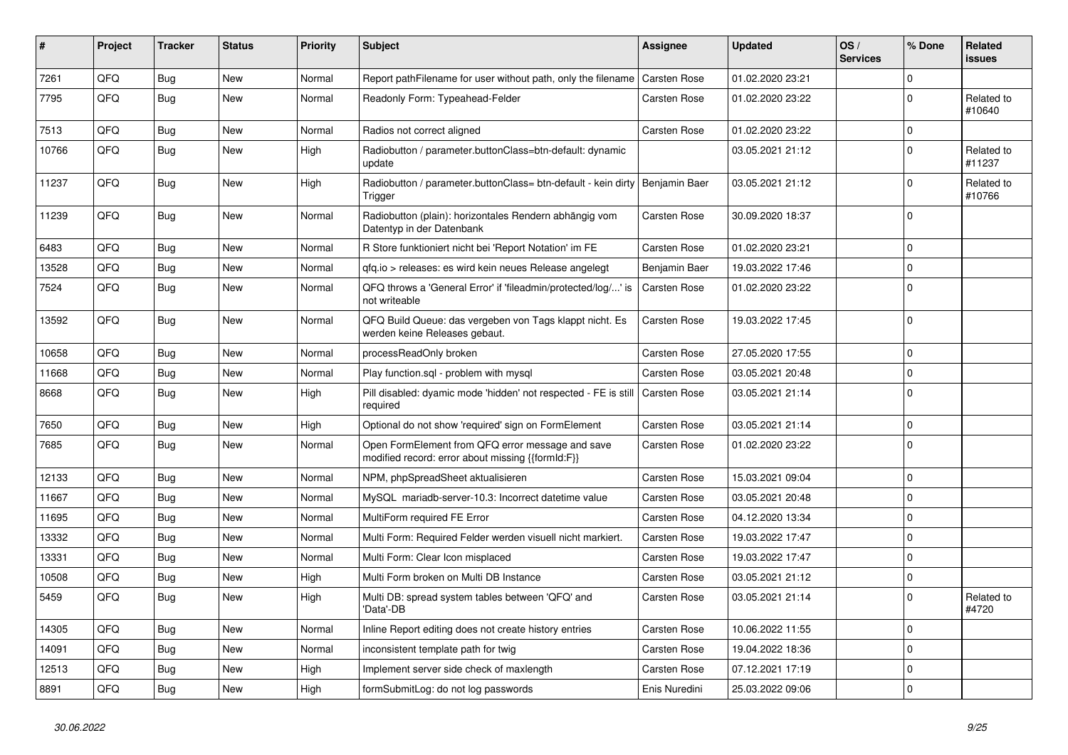| # | Project | Tracker | Status | Priority | Subject | Assignee | Updated | OS / Services | % Done | Related issues |
|---|---|---|---|---|---|---|---|---|---|---|
| 7261 | QFQ | Bug | New | Normal | Report pathFilename for user without path, only the filename | Carsten Rose | 01.02.2020 23:21 | | 0 | |
| 7795 | QFQ | Bug | New | Normal | Readonly Form: Typeahead-Felder | Carsten Rose | 01.02.2020 23:22 | | 0 | Related to #10640 |
| 7513 | QFQ | Bug | New | Normal | Radios not correct aligned | Carsten Rose | 01.02.2020 23:22 | | 0 | |
| 10766 | QFQ | Bug | New | High | Radiobutton / parameter.buttonClass=btn-default: dynamic update | | 03.05.2021 21:12 | | 0 | Related to #11237 |
| 11237 | QFQ | Bug | New | High | Radiobutton / parameter.buttonClass= btn-default - kein dirty Trigger | Benjamin Baer | 03.05.2021 21:12 | | 0 | Related to #10766 |
| 11239 | QFQ | Bug | New | Normal | Radiobutton (plain): horizontales Rendern abhängig vom Datentyp in der Datenbank | Carsten Rose | 30.09.2020 18:37 | | 0 | |
| 6483 | QFQ | Bug | New | Normal | R Store funktioniert nicht bei 'Report Notation' im FE | Carsten Rose | 01.02.2020 23:21 | | 0 | |
| 13528 | QFQ | Bug | New | Normal | qfq.io > releases: es wird kein neues Release angelegt | Benjamin Baer | 19.03.2022 17:46 | | 0 | |
| 7524 | QFQ | Bug | New | Normal | QFQ throws a 'General Error' if 'fileadmin/protected/log/...' is not writeable | Carsten Rose | 01.02.2020 23:22 | | 0 | |
| 13592 | QFQ | Bug | New | Normal | QFQ Build Queue: das vergeben von Tags klappt nicht. Es werden keine Releases gebaut. | Carsten Rose | 19.03.2022 17:45 | | 0 | |
| 10658 | QFQ | Bug | New | Normal | processReadOnly broken | Carsten Rose | 27.05.2020 17:55 | | 0 | |
| 11668 | QFQ | Bug | New | Normal | Play function.sql - problem with mysql | Carsten Rose | 03.05.2021 20:48 | | 0 | |
| 8668 | QFQ | Bug | New | High | Pill disabled: dyamic mode 'hidden' not respected - FE is still required | Carsten Rose | 03.05.2021 21:14 | | 0 | |
| 7650 | QFQ | Bug | New | High | Optional do not show 'required' sign on FormElement | Carsten Rose | 03.05.2021 21:14 | | 0 | |
| 7685 | QFQ | Bug | New | Normal | Open FormElement from QFQ error message and save modified record: error about missing {{formId:F}} | Carsten Rose | 01.02.2020 23:22 | | 0 | |
| 12133 | QFQ | Bug | New | Normal | NPM, phpSpreadSheet aktualisieren | Carsten Rose | 15.03.2021 09:04 | | 0 | |
| 11667 | QFQ | Bug | New | Normal | MySQL mariadb-server-10.3: Incorrect datetime value | Carsten Rose | 03.05.2021 20:48 | | 0 | |
| 11695 | QFQ | Bug | New | Normal | MultiForm required FE Error | Carsten Rose | 04.12.2020 13:34 | | 0 | |
| 13332 | QFQ | Bug | New | Normal | Multi Form: Required Felder werden visuell nicht markiert. | Carsten Rose | 19.03.2022 17:47 | | 0 | |
| 13331 | QFQ | Bug | New | Normal | Multi Form: Clear Icon misplaced | Carsten Rose | 19.03.2022 17:47 | | 0 | |
| 10508 | QFQ | Bug | New | High | Multi Form broken on Multi DB Instance | Carsten Rose | 03.05.2021 21:12 | | 0 | |
| 5459 | QFQ | Bug | New | High | Multi DB: spread system tables between 'QFQ' and 'Data'-DB | Carsten Rose | 03.05.2021 21:14 | | 0 | Related to #4720 |
| 14305 | QFQ | Bug | New | Normal | Inline Report editing does not create history entries | Carsten Rose | 10.06.2022 11:55 | | 0 | |
| 14091 | QFQ | Bug | New | Normal | inconsistent template path for twig | Carsten Rose | 19.04.2022 18:36 | | 0 | |
| 12513 | QFQ | Bug | New | High | Implement server side check of maxlength | Carsten Rose | 07.12.2021 17:19 | | 0 | |
| 8891 | QFQ | Bug | New | High | formSubmitLog: do not log passwords | Enis Nuredini | 25.03.2022 09:06 | | 0 | |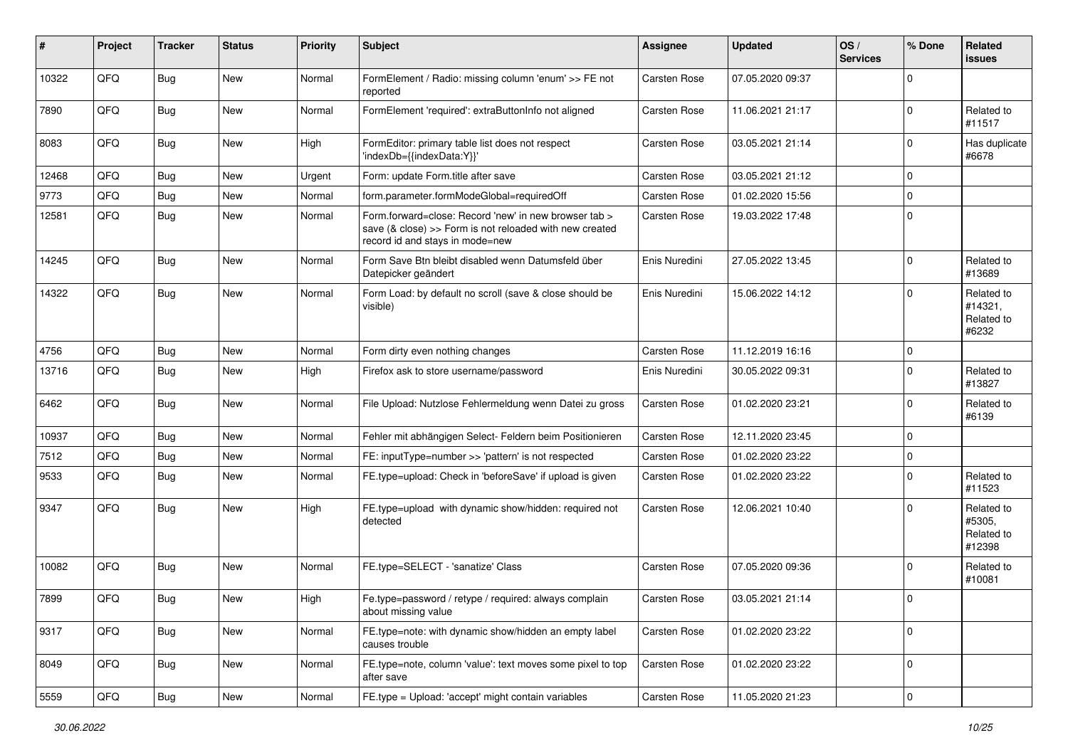| # | Project | Tracker | Status | Priority | Subject | Assignee | Updated | OS / Services | % Done | Related issues |
|---|---|---|---|---|---|---|---|---|---|---|
| 10322 | QFQ | Bug | New | Normal | FormElement / Radio: missing column 'enum' >> FE not reported | Carsten Rose | 07.05.2020 09:37 | | 0 | |
| 7890 | QFQ | Bug | New | Normal | FormElement 'required': extraButtonInfo not aligned | Carsten Rose | 11.06.2021 21:17 | | 0 | Related to #11517 |
| 8083 | QFQ | Bug | New | High | FormEditor: primary table list does not respect 'indexDb={{indexData:Y}}' | Carsten Rose | 03.05.2021 21:14 | | 0 | Has duplicate #6678 |
| 12468 | QFQ | Bug | New | Urgent | Form: update Form.title after save | Carsten Rose | 03.05.2021 21:12 | | 0 | |
| 9773 | QFQ | Bug | New | Normal | form.parameter.formModeGlobal=requiredOff | Carsten Rose | 01.02.2020 15:56 | | 0 | |
| 12581 | QFQ | Bug | New | Normal | Form.forward=close: Record 'new' in new browser tab > save (& close) >> Form is not reloaded with new created record id and stays in mode=new | Carsten Rose | 19.03.2022 17:48 | | 0 | |
| 14245 | QFQ | Bug | New | Normal | Form Save Btn bleibt disabled wenn Datumsfeld über Datepicker geändert | Enis Nuredini | 27.05.2022 13:45 | | 0 | Related to #13689 |
| 14322 | QFQ | Bug | New | Normal | Form Load: by default no scroll (save & close should be visible) | Enis Nuredini | 15.06.2022 14:12 | | 0 | Related to #14321, Related to #6232 |
| 4756 | QFQ | Bug | New | Normal | Form dirty even nothing changes | Carsten Rose | 11.12.2019 16:16 | | 0 | |
| 13716 | QFQ | Bug | New | High | Firefox ask to store username/password | Enis Nuredini | 30.05.2022 09:31 | | 0 | Related to #13827 |
| 6462 | QFQ | Bug | New | Normal | File Upload: Nutzlose Fehlermeldung wenn Datei zu gross | Carsten Rose | 01.02.2020 23:21 | | 0 | Related to #6139 |
| 10937 | QFQ | Bug | New | Normal | Fehler mit abhängigen Select- Feldern beim Positionieren | Carsten Rose | 12.11.2020 23:45 | | 0 | |
| 7512 | QFQ | Bug | New | Normal | FE: inputType=number >> 'pattern' is not respected | Carsten Rose | 01.02.2020 23:22 | | 0 | |
| 9533 | QFQ | Bug | New | Normal | FE.type=upload: Check in 'beforeSave' if upload is given | Carsten Rose | 01.02.2020 23:22 | | 0 | Related to #11523 |
| 9347 | QFQ | Bug | New | High | FE.type=upload with dynamic show/hidden: required not detected | Carsten Rose | 12.06.2021 10:40 | | 0 | Related to #5305, Related to #12398 |
| 10082 | QFQ | Bug | New | Normal | FE.type=SELECT - 'sanatize' Class | Carsten Rose | 07.05.2020 09:36 | | 0 | Related to #10081 |
| 7899 | QFQ | Bug | New | High | Fe.type=password / retype / required: always complain about missing value | Carsten Rose | 03.05.2021 21:14 | | 0 | |
| 9317 | QFQ | Bug | New | Normal | FE.type=note: with dynamic show/hidden an empty label causes trouble | Carsten Rose | 01.02.2020 23:22 | | 0 | |
| 8049 | QFQ | Bug | New | Normal | FE.type=note, column 'value': text moves some pixel to top after save | Carsten Rose | 01.02.2020 23:22 | | 0 | |
| 5559 | QFQ | Bug | New | Normal | FE.type = Upload: 'accept' might contain variables | Carsten Rose | 11.05.2020 21:23 | | 0 | |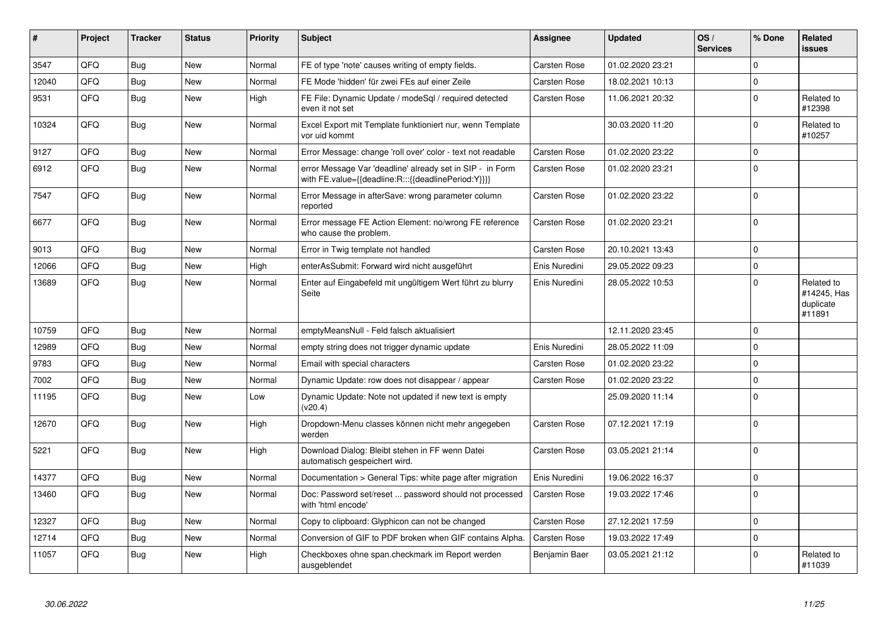| # | Project | Tracker | Status | Priority | Subject | Assignee | Updated | OS / Services | % Done | Related issues |
|---|---|---|---|---|---|---|---|---|---|---|
| 3547 | QFQ | Bug | New | Normal | FE of type 'note' causes writing of empty fields. | Carsten Rose | 01.02.2020 23:21 | | 0 | |
| 12040 | QFQ | Bug | New | Normal | FE Mode 'hidden' für zwei FEs auf einer Zeile | Carsten Rose | 18.02.2021 10:13 | | 0 | |
| 9531 | QFQ | Bug | New | High | FE File: Dynamic Update / modeSql / required detected even it not set | Carsten Rose | 11.06.2021 20:32 | | 0 | Related to #12398 |
| 10324 | QFQ | Bug | New | Normal | Excel Export mit Template funktioniert nur, wenn Template vor uid kommt | | 30.03.2020 11:20 | | 0 | Related to #10257 |
| 9127 | QFQ | Bug | New | Normal | Error Message: change 'roll over' color - text not readable | Carsten Rose | 01.02.2020 23:22 | | 0 | |
| 6912 | QFQ | Bug | New | Normal | error Message Var 'deadline' already set in SIP - in Form with FE.value={{deadline:R:::{{deadlinePeriod:Y}}}} | Carsten Rose | 01.02.2020 23:21 | | 0 | |
| 7547 | QFQ | Bug | New | Normal | Error Message in afterSave: wrong parameter column reported | Carsten Rose | 01.02.2020 23:22 | | 0 | |
| 6677 | QFQ | Bug | New | Normal | Error message FE Action Element: no/wrong FE reference who cause the problem. | Carsten Rose | 01.02.2020 23:21 | | 0 | |
| 9013 | QFQ | Bug | New | Normal | Error in Twig template not handled | Carsten Rose | 20.10.2021 13:43 | | 0 | |
| 12066 | QFQ | Bug | New | High | enterAsSubmit: Forward wird nicht ausgeführt | Enis Nuredini | 29.05.2022 09:23 | | 0 | |
| 13689 | QFQ | Bug | New | Normal | Enter auf Eingabefeld mit ungültigem Wert führt zu blurry Seite | Enis Nuredini | 28.05.2022 10:53 | | 0 | Related to #14245, Has duplicate #11891 |
| 10759 | QFQ | Bug | New | Normal | emptyMeansNull - Feld falsch aktualisiert | | 12.11.2020 23:45 | | 0 | |
| 12989 | QFQ | Bug | New | Normal | empty string does not trigger dynamic update | Enis Nuredini | 28.05.2022 11:09 | | 0 | |
| 9783 | QFQ | Bug | New | Normal | Email with special characters | Carsten Rose | 01.02.2020 23:22 | | 0 | |
| 7002 | QFQ | Bug | New | Normal | Dynamic Update: row does not disappear / appear | Carsten Rose | 01.02.2020 23:22 | | 0 | |
| 11195 | QFQ | Bug | New | Low | Dynamic Update: Note not updated if new text is empty (v20.4) | | 25.09.2020 11:14 | | 0 | |
| 12670 | QFQ | Bug | New | High | Dropdown-Menu classes können nicht mehr angegeben werden | Carsten Rose | 07.12.2021 17:19 | | 0 | |
| 5221 | QFQ | Bug | New | High | Download Dialog: Bleibt stehen in FF wenn Datei automatisch gespeichert wird. | Carsten Rose | 03.05.2021 21:14 | | 0 | |
| 14377 | QFQ | Bug | New | Normal | Documentation > General Tips: white page after migration | Enis Nuredini | 19.06.2022 16:37 | | 0 | |
| 13460 | QFQ | Bug | New | Normal | Doc: Password set/reset ... password should not processed with 'html encode' | Carsten Rose | 19.03.2022 17:46 | | 0 | |
| 12327 | QFQ | Bug | New | Normal | Copy to clipboard: Glyphicon can not be changed | Carsten Rose | 27.12.2021 17:59 | | 0 | |
| 12714 | QFQ | Bug | New | Normal | Conversion of GIF to PDF broken when GIF contains Alpha. | Carsten Rose | 19.03.2022 17:49 | | 0 | |
| 11057 | QFQ | Bug | New | High | Checkboxes ohne span.checkmark im Report werden ausgeblendet | Benjamin Baer | 03.05.2021 21:12 | | 0 | Related to #11039 |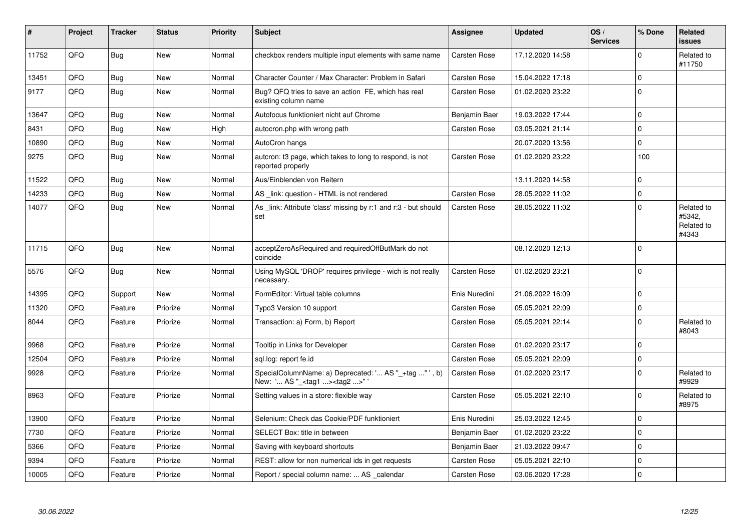| # | Project | Tracker | Status | Priority | Subject | Assignee | Updated | OS / Services | % Done | Related issues |
|---|---|---|---|---|---|---|---|---|---|---|
| 11752 | QFQ | Bug | New | Normal | checkbox renders multiple input elements with same name | Carsten Rose | 17.12.2020 14:58 | | 0 | Related to #11750 |
| 13451 | QFQ | Bug | New | Normal | Character Counter / Max Character: Problem in Safari | Carsten Rose | 15.04.2022 17:18 | | 0 | |
| 9177 | QFQ | Bug | New | Normal | Bug? QFQ tries to save an action FE, which has real existing column name | Carsten Rose | 01.02.2020 23:22 | | 0 | |
| 13647 | QFQ | Bug | New | Normal | Autofocus funktioniert nicht auf Chrome | Benjamin Baer | 19.03.2022 17:44 | | 0 | |
| 8431 | QFQ | Bug | New | High | autocron.php with wrong path | Carsten Rose | 03.05.2021 21:14 | | 0 | |
| 10890 | QFQ | Bug | New | Normal | AutoCron hangs | | 20.07.2020 13:56 | | 0 | |
| 9275 | QFQ | Bug | New | Normal | autcron: t3 page, which takes to long to respond, is not reported properly | Carsten Rose | 01.02.2020 23:22 | | 100 | |
| 11522 | QFQ | Bug | New | Normal | Aus/Einblenden von Reitern | | 13.11.2020 14:58 | | 0 | |
| 14233 | QFQ | Bug | New | Normal | AS _link: question - HTML is not rendered | Carsten Rose | 28.05.2022 11:02 | | 0 | |
| 14077 | QFQ | Bug | New | Normal | As _link: Attribute 'class' missing by r:1 and r:3 - but should set | Carsten Rose | 28.05.2022 11:02 | | 0 | Related to #5342, Related to #4343 |
| 11715 | QFQ | Bug | New | Normal | acceptZeroAsRequired and requiredOffButMark do not coincide | | 08.12.2020 12:13 | | 0 | |
| 5576 | QFQ | Bug | New | Normal | Using MySQL 'DROP' requires privilege - wich is not really necessary. | Carsten Rose | 01.02.2020 23:21 | | 0 | |
| 14395 | QFQ | Support | New | Normal | FormEditor: Virtual table columns | Enis Nuredini | 21.06.2022 16:09 | | 0 | |
| 11320 | QFQ | Feature | Priorize | Normal | Typo3 Version 10 support | Carsten Rose | 05.05.2021 22:09 | | 0 | |
| 8044 | QFQ | Feature | Priorize | Normal | Transaction: a) Form, b) Report | Carsten Rose | 05.05.2021 22:14 | | 0 | Related to #8043 |
| 9968 | QFQ | Feature | Priorize | Normal | Tooltip in Links for Developer | Carsten Rose | 01.02.2020 23:17 | | 0 | |
| 12504 | QFQ | Feature | Priorize | Normal | sql.log: report fe.id | Carsten Rose | 05.05.2021 22:09 | | 0 | |
| 9928 | QFQ | Feature | Priorize | Normal | SpecialColumnName: a) Deprecated: '... AS "_+tag ..." ', b) New: '... AS "_<tag1 ...><tag2 ...>" ' | Carsten Rose | 01.02.2020 23:17 | | 0 | Related to #9929 |
| 8963 | QFQ | Feature | Priorize | Normal | Setting values in a store: flexible way | Carsten Rose | 05.05.2021 22:10 | | 0 | Related to #8975 |
| 13900 | QFQ | Feature | Priorize | Normal | Selenium: Check das Cookie/PDF funktioniert | Enis Nuredini | 25.03.2022 12:45 | | 0 | |
| 7730 | QFQ | Feature | Priorize | Normal | SELECT Box: title in between | Benjamin Baer | 01.02.2020 23:22 | | 0 | |
| 5366 | QFQ | Feature | Priorize | Normal | Saving with keyboard shortcuts | Benjamin Baer | 21.03.2022 09:47 | | 0 | |
| 9394 | QFQ | Feature | Priorize | Normal | REST: allow for non numerical ids in get requests | Carsten Rose | 05.05.2021 22:10 | | 0 | |
| 10005 | QFQ | Feature | Priorize | Normal | Report / special column name: ... AS _calendar | Carsten Rose | 03.06.2020 17:28 | | 0 | |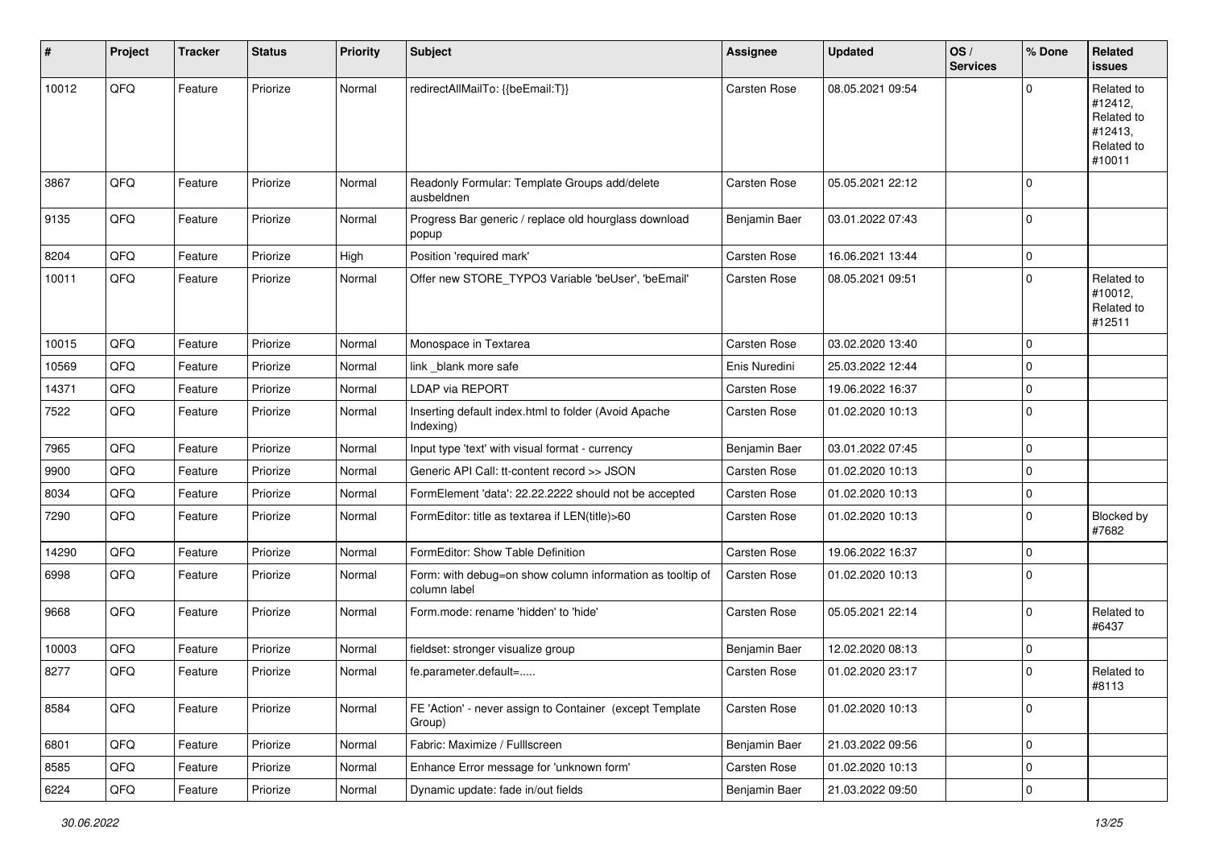| # | Project | Tracker | Status | Priority | Subject | Assignee | Updated | OS / Services | % Done | Related issues |
|---|---|---|---|---|---|---|---|---|---|---|
| 10012 | QFQ | Feature | Priorize | Normal | redirectAllMailTo: {{beEmail:T}} | Carsten Rose | 08.05.2021 09:54 | | 0 | Related to #12412, Related to #12413, Related to #10011 |
| 3867 | QFQ | Feature | Priorize | Normal | Readonly Formular: Template Groups add/delete ausbeldnen | Carsten Rose | 05.05.2021 22:12 | | 0 | |
| 9135 | QFQ | Feature | Priorize | Normal | Progress Bar generic / replace old hourglass download popup | Benjamin Baer | 03.01.2022 07:43 | | 0 | |
| 8204 | QFQ | Feature | Priorize | High | Position 'required mark' | Carsten Rose | 16.06.2021 13:44 | | 0 | |
| 10011 | QFQ | Feature | Priorize | Normal | Offer new STORE_TYPO3 Variable 'beUser', 'beEmail' | Carsten Rose | 08.05.2021 09:51 | | 0 | Related to #10012, Related to #12511 |
| 10015 | QFQ | Feature | Priorize | Normal | Monospace in Textarea | Carsten Rose | 03.02.2020 13:40 | | 0 | |
| 10569 | QFQ | Feature | Priorize | Normal | link _blank more safe | Enis Nuredini | 25.03.2022 12:44 | | 0 | |
| 14371 | QFQ | Feature | Priorize | Normal | LDAP via REPORT | Carsten Rose | 19.06.2022 16:37 | | 0 | |
| 7522 | QFQ | Feature | Priorize | Normal | Inserting default index.html to folder (Avoid Apache Indexing) | Carsten Rose | 01.02.2020 10:13 | | 0 | |
| 7965 | QFQ | Feature | Priorize | Normal | Input type 'text' with visual format - currency | Benjamin Baer | 03.01.2022 07:45 | | 0 | |
| 9900 | QFQ | Feature | Priorize | Normal | Generic API Call: tt-content record >> JSON | Carsten Rose | 01.02.2020 10:13 | | 0 | |
| 8034 | QFQ | Feature | Priorize | Normal | FormElement 'data': 22.22.2222 should not be accepted | Carsten Rose | 01.02.2020 10:13 | | 0 | |
| 7290 | QFQ | Feature | Priorize | Normal | FormEditor: title as textarea if LEN(title)>60 | Carsten Rose | 01.02.2020 10:13 | | 0 | Blocked by #7682 |
| 14290 | QFQ | Feature | Priorize | Normal | FormEditor: Show Table Definition | Carsten Rose | 19.06.2022 16:37 | | 0 | |
| 6998 | QFQ | Feature | Priorize | Normal | Form: with debug=on show column information as tooltip of column label | Carsten Rose | 01.02.2020 10:13 | | 0 | |
| 9668 | QFQ | Feature | Priorize | Normal | Form.mode: rename 'hidden' to 'hide' | Carsten Rose | 05.05.2021 22:14 | | 0 | Related to #6437 |
| 10003 | QFQ | Feature | Priorize | Normal | fieldset: stronger visualize group | Benjamin Baer | 12.02.2020 08:13 | | 0 | |
| 8277 | QFQ | Feature | Priorize | Normal | fe.parameter.default=..... | Carsten Rose | 01.02.2020 23:17 | | 0 | Related to #8113 |
| 8584 | QFQ | Feature | Priorize | Normal | FE 'Action' - never assign to Container (except Template Group) | Carsten Rose | 01.02.2020 10:13 | | 0 | |
| 6801 | QFQ | Feature | Priorize | Normal | Fabric: Maximize / Fulllscreen | Benjamin Baer | 21.03.2022 09:56 | | 0 | |
| 8585 | QFQ | Feature | Priorize | Normal | Enhance Error message for 'unknown form' | Carsten Rose | 01.02.2020 10:13 | | 0 | |
| 6224 | QFQ | Feature | Priorize | Normal | Dynamic update: fade in/out fields | Benjamin Baer | 21.03.2022 09:50 | | 0 | |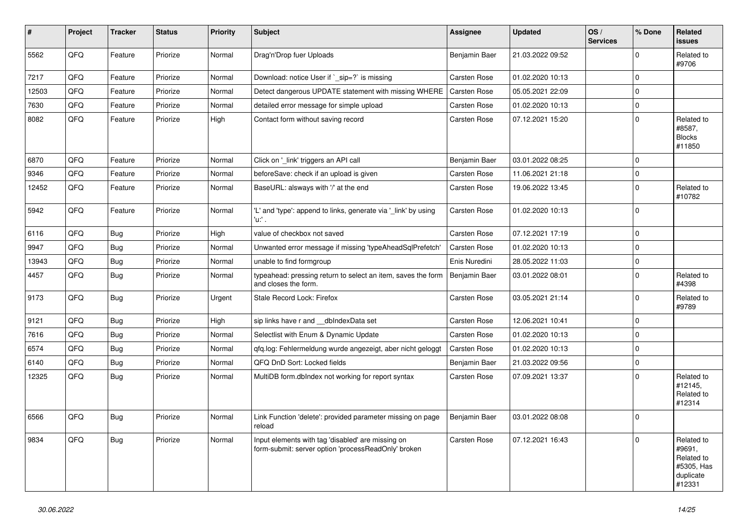| # | Project | Tracker | Status | Priority | Subject | Assignee | Updated | OS / Services | % Done | Related issues |
|---|---|---|---|---|---|---|---|---|---|---|
| 5562 | QFQ | Feature | Priorize | Normal | Drag'n'Drop fuer Uploads | Benjamin Baer | 21.03.2022 09:52 | | 0 | Related to #9706 |
| 7217 | QFQ | Feature | Priorize | Normal | Download: notice User if `_sip=?` is missing | Carsten Rose | 01.02.2020 10:13 | | 0 | |
| 12503 | QFQ | Feature | Priorize | Normal | Detect dangerous UPDATE statement with missing WHERE | Carsten Rose | 05.05.2021 22:09 | | 0 | |
| 7630 | QFQ | Feature | Priorize | Normal | detailed error message for simple upload | Carsten Rose | 01.02.2020 10:13 | | 0 | |
| 8082 | QFQ | Feature | Priorize | High | Contact form without saving record | Carsten Rose | 07.12.2021 15:20 | | 0 | Related to #8587, Blocks #11850 |
| 6870 | QFQ | Feature | Priorize | Normal | Click on '_link' triggers an API call | Benjamin Baer | 03.01.2022 08:25 | | 0 | |
| 9346 | QFQ | Feature | Priorize | Normal | beforeSave: check if an upload is given | Carsten Rose | 11.06.2021 21:18 | | 0 | |
| 12452 | QFQ | Feature | Priorize | Normal | BaseURL: alsways with '/' at the end | Carsten Rose | 19.06.2022 13:45 | | 0 | Related to #10782 |
| 5942 | QFQ | Feature | Priorize | Normal | 'L' and 'type': append to links, generate via '_link' by using 'u:' . | Carsten Rose | 01.02.2020 10:13 | | 0 | |
| 6116 | QFQ | Bug | Priorize | High | value of checkbox not saved | Carsten Rose | 07.12.2021 17:19 | | 0 | |
| 9947 | QFQ | Bug | Priorize | Normal | Unwanted error message if missing 'typeAheadSqlPrefetch' | Carsten Rose | 01.02.2020 10:13 | | 0 | |
| 13943 | QFQ | Bug | Priorize | Normal | unable to find formgroup | Enis Nuredini | 28.05.2022 11:03 | | 0 | |
| 4457 | QFQ | Bug | Priorize | Normal | typeahead: pressing return to select an item, saves the form and closes the form. | Benjamin Baer | 03.01.2022 08:01 | | 0 | Related to #4398 |
| 9173 | QFQ | Bug | Priorize | Urgent | Stale Record Lock: Firefox | Carsten Rose | 03.05.2021 21:14 | | 0 | Related to #9789 |
| 9121 | QFQ | Bug | Priorize | High | sip links have r and __dbIndexData set | Carsten Rose | 12.06.2021 10:41 | | 0 | |
| 7616 | QFQ | Bug | Priorize | Normal | Selectlist with Enum & Dynamic Update | Carsten Rose | 01.02.2020 10:13 | | 0 | |
| 6574 | QFQ | Bug | Priorize | Normal | qfq.log: Fehlermeldung wurde angezeigt, aber nicht geloggt | Carsten Rose | 01.02.2020 10:13 | | 0 | |
| 6140 | QFQ | Bug | Priorize | Normal | QFQ DnD Sort: Locked fields | Benjamin Baer | 21.03.2022 09:56 | | 0 | |
| 12325 | QFQ | Bug | Priorize | Normal | MultiDB form.dbIndex not working for report syntax | Carsten Rose | 07.09.2021 13:37 | | 0 | Related to #12145, Related to #12314 |
| 6566 | QFQ | Bug | Priorize | Normal | Link Function 'delete': provided parameter missing on page reload | Benjamin Baer | 03.01.2022 08:08 | | 0 | |
| 9834 | QFQ | Bug | Priorize | Normal | Input elements with tag 'disabled' are missing on form-submit: server option 'processReadOnly' broken | Carsten Rose | 07.12.2021 16:43 | | 0 | Related to #9691, Related to #5305, Has duplicate #12331 |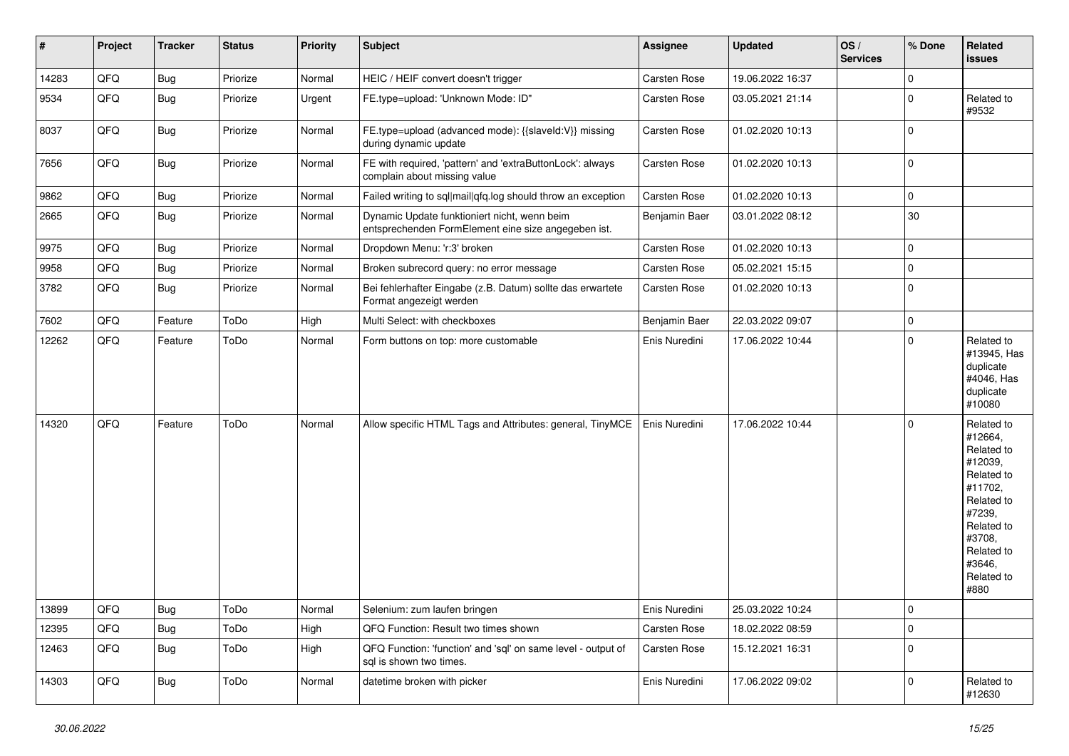| # | Project | Tracker | Status | Priority | Subject | Assignee | Updated | OS / Services | % Done | Related issues |
|---|---|---|---|---|---|---|---|---|---|---|
| 14283 | QFQ | Bug | Priorize | Normal | HEIC / HEIF convert doesn't trigger | Carsten Rose | 19.06.2022 16:37 | | 0 | |
| 9534 | QFQ | Bug | Priorize | Urgent | FE.type=upload: 'Unknown Mode: ID" | Carsten Rose | 03.05.2021 21:14 | | 0 | Related to #9532 |
| 8037 | QFQ | Bug | Priorize | Normal | FE.type=upload (advanced mode): {{slaveId:V}} missing during dynamic update | Carsten Rose | 01.02.2020 10:13 | | 0 | |
| 7656 | QFQ | Bug | Priorize | Normal | FE with required, 'pattern' and 'extraButtonLock': always complain about missing value | Carsten Rose | 01.02.2020 10:13 | | 0 | |
| 9862 | QFQ | Bug | Priorize | Normal | Failed writing to sql\|mail\|qfq.log should throw an exception | Carsten Rose | 01.02.2020 10:13 | | 0 | |
| 2665 | QFQ | Bug | Priorize | Normal | Dynamic Update funktioniert nicht, wenn beim entsprechenden FormElement eine size angegeben ist. | Benjamin Baer | 03.01.2022 08:12 | | 30 | |
| 9975 | QFQ | Bug | Priorize | Normal | Dropdown Menu: 'r:3' broken | Carsten Rose | 01.02.2020 10:13 | | 0 | |
| 9958 | QFQ | Bug | Priorize | Normal | Broken subrecord query: no error message | Carsten Rose | 05.02.2021 15:15 | | 0 | |
| 3782 | QFQ | Bug | Priorize | Normal | Bei fehlerhafter Eingabe (z.B. Datum) sollte das erwartete Format angezeigt werden | Carsten Rose | 01.02.2020 10:13 | | 0 | |
| 7602 | QFQ | Feature | ToDo | High | Multi Select: with checkboxes | Benjamin Baer | 22.03.2022 09:07 | | 0 | |
| 12262 | QFQ | Feature | ToDo | Normal | Form buttons on top: more customable | Enis Nuredini | 17.06.2022 10:44 | | 0 | Related to #13945, Has duplicate #4046, Has duplicate #10080 |
| 14320 | QFQ | Feature | ToDo | Normal | Allow specific HTML Tags and Attributes: general, TinyMCE | Enis Nuredini | 17.06.2022 10:44 | | 0 | Related to #12664, Related to #12039, Related to #11702, Related to #7239, Related to #3708, Related to #3646, Related to #880 |
| 13899 | QFQ | Bug | ToDo | Normal | Selenium: zum laufen bringen | Enis Nuredini | 25.03.2022 10:24 | | 0 | |
| 12395 | QFQ | Bug | ToDo | High | QFQ Function: Result two times shown | Carsten Rose | 18.02.2022 08:59 | | 0 | |
| 12463 | QFQ | Bug | ToDo | High | QFQ Function: 'function' and 'sql' on same level - output of sql is shown two times. | Carsten Rose | 15.12.2021 16:31 | | 0 | |
| 14303 | QFQ | Bug | ToDo | Normal | datetime broken with picker | Enis Nuredini | 17.06.2022 09:02 | | 0 | Related to #12630 |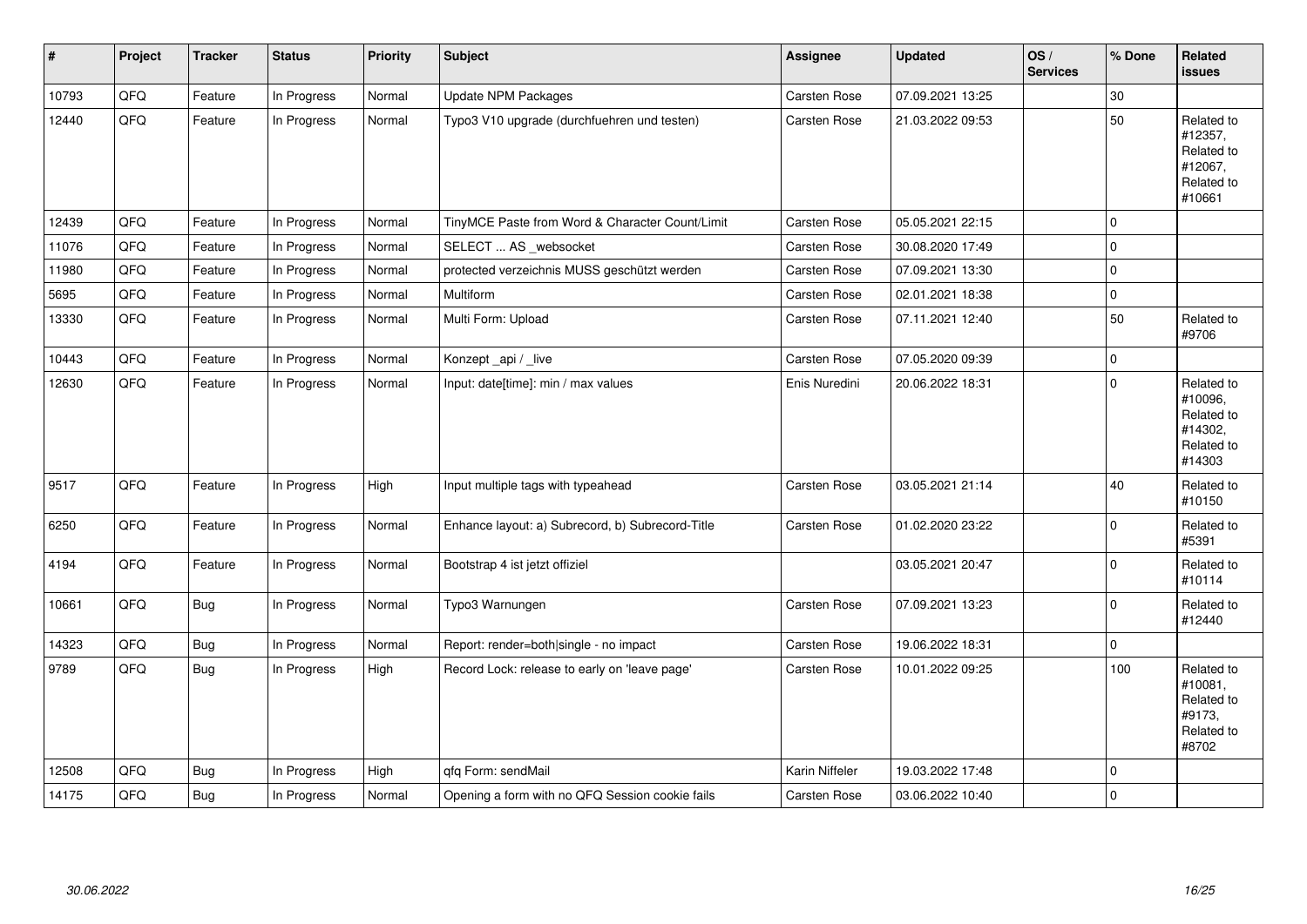| # | Project | Tracker | Status | Priority | Subject | Assignee | Updated | OS / Services | % Done | Related issues |
|---|---|---|---|---|---|---|---|---|---|---|
| 10793 | QFQ | Feature | In Progress | Normal | Update NPM Packages | Carsten Rose | 07.09.2021 13:25 | | 30 | |
| 12440 | QFQ | Feature | In Progress | Normal | Typo3 V10 upgrade (durchfuehren und testen) | Carsten Rose | 21.03.2022 09:53 | | 50 | Related to #12357, Related to #12067, Related to #10661 |
| 12439 | QFQ | Feature | In Progress | Normal | TinyMCE Paste from Word & Character Count/Limit | Carsten Rose | 05.05.2021 22:15 | | 0 | |
| 11076 | QFQ | Feature | In Progress | Normal | SELECT ... AS _websocket | Carsten Rose | 30.08.2020 17:49 | | 0 | |
| 11980 | QFQ | Feature | In Progress | Normal | protected verzeichnis MUSS geschützt werden | Carsten Rose | 07.09.2021 13:30 | | 0 | |
| 5695 | QFQ | Feature | In Progress | Normal | Multiform | Carsten Rose | 02.01.2021 18:38 | | 0 | |
| 13330 | QFQ | Feature | In Progress | Normal | Multi Form: Upload | Carsten Rose | 07.11.2021 12:40 | | 50 | Related to #9706 |
| 10443 | QFQ | Feature | In Progress | Normal | Konzept _api / _live | Carsten Rose | 07.05.2020 09:39 | | 0 | |
| 12630 | QFQ | Feature | In Progress | Normal | Input: date[time]: min / max values | Enis Nuredini | 20.06.2022 18:31 | | 0 | Related to #10096, Related to #14302, Related to #14303 |
| 9517 | QFQ | Feature | In Progress | High | Input multiple tags with typeahead | Carsten Rose | 03.05.2021 21:14 | | 40 | Related to #10150 |
| 6250 | QFQ | Feature | In Progress | Normal | Enhance layout: a) Subrecord, b) Subrecord-Title | Carsten Rose | 01.02.2020 23:22 | | 0 | Related to #5391 |
| 4194 | QFQ | Feature | In Progress | Normal | Bootstrap 4 ist jetzt offiziel | | 03.05.2021 20:47 | | 0 | Related to #10114 |
| 10661 | QFQ | Bug | In Progress | Normal | Typo3 Warnungen | Carsten Rose | 07.09.2021 13:23 | | 0 | Related to #12440 |
| 14323 | QFQ | Bug | In Progress | Normal | Report: render=both\|single - no impact | Carsten Rose | 19.06.2022 18:31 | | 0 | |
| 9789 | QFQ | Bug | In Progress | High | Record Lock: release to early on 'leave page' | Carsten Rose | 10.01.2022 09:25 | | 100 | Related to #10081, Related to #9173, Related to #8702 |
| 12508 | QFQ | Bug | In Progress | High | qfq Form: sendMail | Karin Niffeler | 19.03.2022 17:48 | | 0 | |
| 14175 | QFQ | Bug | In Progress | Normal | Opening a form with no QFQ Session cookie fails | Carsten Rose | 03.06.2022 10:40 | | 0 | |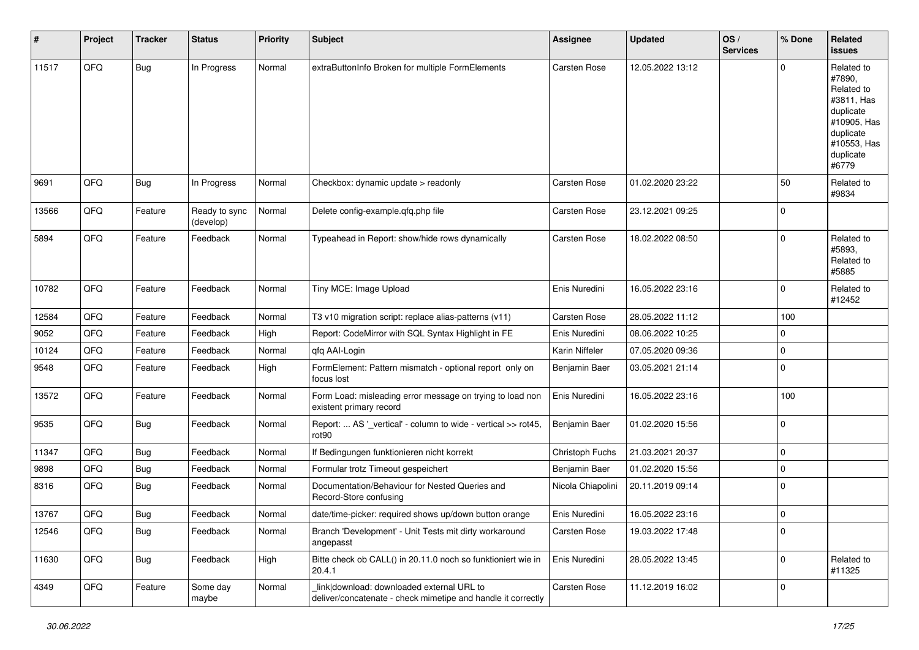| # | Project | Tracker | Status | Priority | Subject | Assignee | Updated | OS / Services | % Done | Related issues |
|---|---|---|---|---|---|---|---|---|---|---|
| 11517 | QFQ | Bug | In Progress | Normal | extraButtonInfo Broken for multiple FormElements | Carsten Rose | 12.05.2022 13:12 | | 0 | Related to #7890, Related to #3811, Has duplicate #10905, Has duplicate #10553, Has duplicate #6779 |
| 9691 | QFQ | Bug | In Progress | Normal | Checkbox: dynamic update > readonly | Carsten Rose | 01.02.2020 23:22 | | 50 | Related to #9834 |
| 13566 | QFQ | Feature | Ready to sync (develop) | Normal | Delete config-example.qfq.php file | Carsten Rose | 23.12.2021 09:25 | | 0 | |
| 5894 | QFQ | Feature | Feedback | Normal | Typeahead in Report: show/hide rows dynamically | Carsten Rose | 18.02.2022 08:50 | | 0 | Related to #5893, Related to #5885 |
| 10782 | QFQ | Feature | Feedback | Normal | Tiny MCE: Image Upload | Enis Nuredini | 16.05.2022 23:16 | | 0 | Related to #12452 |
| 12584 | QFQ | Feature | Feedback | Normal | T3 v10 migration script: replace alias-patterns (v11) | Carsten Rose | 28.05.2022 11:12 | | 100 | |
| 9052 | QFQ | Feature | Feedback | High | Report: CodeMirror with SQL Syntax Highlight in FE | Enis Nuredini | 08.06.2022 10:25 | | 0 | |
| 10124 | QFQ | Feature | Feedback | Normal | qfq AAI-Login | Karin Niffeler | 07.05.2020 09:36 | | 0 | |
| 9548 | QFQ | Feature | Feedback | High | FormElement: Pattern mismatch - optional report only on focus lost | Benjamin Baer | 03.05.2021 21:14 | | 0 | |
| 13572 | QFQ | Feature | Feedback | Normal | Form Load: misleading error message on trying to load non existent primary record | Enis Nuredini | 16.05.2022 23:16 | | 100 | |
| 9535 | QFQ | Bug | Feedback | Normal | Report: ... AS '_vertical' - column to wide - vertical >> rot45, rot90 | Benjamin Baer | 01.02.2020 15:56 | | 0 | |
| 11347 | QFQ | Bug | Feedback | Normal | If Bedingungen funktionieren nicht korrekt | Christoph Fuchs | 21.03.2021 20:37 | | 0 | |
| 9898 | QFQ | Bug | Feedback | Normal | Formular trotz Timeout gespeichert | Benjamin Baer | 01.02.2020 15:56 | | 0 | |
| 8316 | QFQ | Bug | Feedback | Normal | Documentation/Behaviour for Nested Queries and Record-Store confusing | Nicola Chiapolini | 20.11.2019 09:14 | | 0 | |
| 13767 | QFQ | Bug | Feedback | Normal | date/time-picker: required shows up/down button orange | Enis Nuredini | 16.05.2022 23:16 | | 0 | |
| 12546 | QFQ | Bug | Feedback | Normal | Branch 'Development' - Unit Tests mit dirty workaround angepasst | Carsten Rose | 19.03.2022 17:48 | | 0 | |
| 11630 | QFQ | Bug | Feedback | High | Bitte check ob CALL() in 20.11.0 noch so funktioniert wie in 20.4.1 | Enis Nuredini | 28.05.2022 13:45 | | 0 | Related to #11325 |
| 4349 | QFQ | Feature | Some day maybe | Normal | _link\|download: downloaded external URL to deliver/concatenate - check mimetipe and handle it correctly | Carsten Rose | 11.12.2019 16:02 | | 0 | |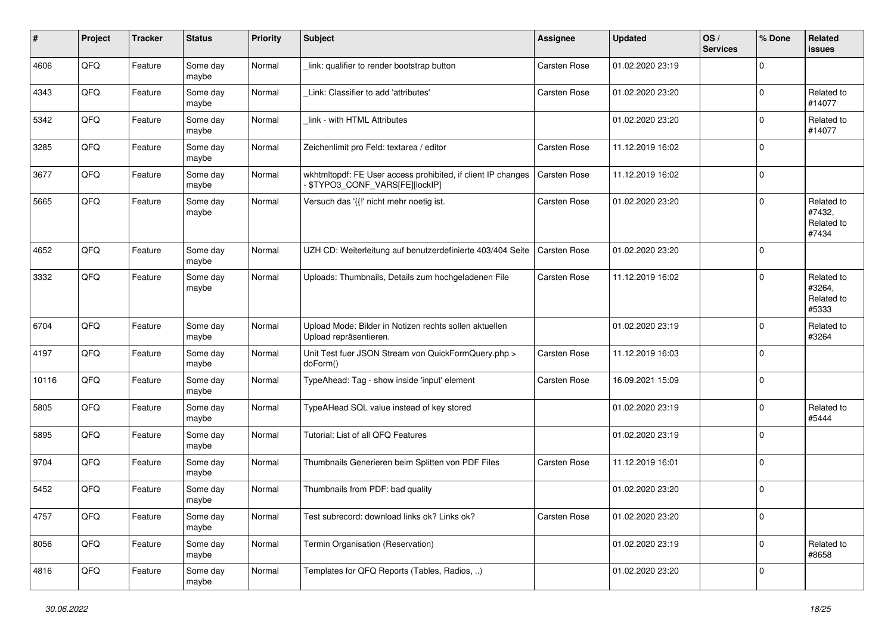| # | Project | Tracker | Status | Priority | Subject | Assignee | Updated | OS / Services | % Done | Related issues |
|---|---|---|---|---|---|---|---|---|---|---|
| 4606 | QFQ | Feature | Some day maybe | Normal | _link: qualifier to render bootstrap button | Carsten Rose | 01.02.2020 23:19 | | 0 | |
| 4343 | QFQ | Feature | Some day maybe | Normal | _Link: Classifier to add 'attributes' | Carsten Rose | 01.02.2020 23:20 | | 0 | Related to #14077 |
| 5342 | QFQ | Feature | Some day maybe | Normal | _link - with HTML Attributes | | 01.02.2020 23:20 | | 0 | Related to #14077 |
| 3285 | QFQ | Feature | Some day maybe | Normal | Zeichenlimit pro Feld: textarea / editor | Carsten Rose | 11.12.2019 16:02 | | 0 | |
| 3677 | QFQ | Feature | Some day maybe | Normal | wkhtmltopdf: FE User access prohibited, if client IP changes - $TYPO3_CONF_VARS[FE][lockIP] | Carsten Rose | 11.12.2019 16:02 | | 0 | |
| 5665 | QFQ | Feature | Some day maybe | Normal | Versuch das '{{!' nicht mehr noetig ist. | Carsten Rose | 01.02.2020 23:20 | | 0 | Related to #7432, Related to #7434 |
| 4652 | QFQ | Feature | Some day maybe | Normal | UZH CD: Weiterleitung auf benutzerdefinierte 403/404 Seite | Carsten Rose | 01.02.2020 23:20 | | 0 | |
| 3332 | QFQ | Feature | Some day maybe | Normal | Uploads: Thumbnails, Details zum hochgeladenen File | Carsten Rose | 11.12.2019 16:02 | | 0 | Related to #3264, Related to #5333 |
| 6704 | QFQ | Feature | Some day maybe | Normal | Upload Mode: Bilder in Notizen rechts sollen aktuellen Upload repräsentieren. | | 01.02.2020 23:19 | | 0 | Related to #3264 |
| 4197 | QFQ | Feature | Some day maybe | Normal | Unit Test fuer JSON Stream von QuickFormQuery.php > doForm() | Carsten Rose | 11.12.2019 16:03 | | 0 | |
| 10116 | QFQ | Feature | Some day maybe | Normal | TypeAhead: Tag - show inside 'input' element | Carsten Rose | 16.09.2021 15:09 | | 0 | |
| 5805 | QFQ | Feature | Some day maybe | Normal | TypeAHead SQL value instead of key stored | | 01.02.2020 23:19 | | 0 | Related to #5444 |
| 5895 | QFQ | Feature | Some day maybe | Normal | Tutorial: List of all QFQ Features | | 01.02.2020 23:19 | | 0 | |
| 9704 | QFQ | Feature | Some day maybe | Normal | Thumbnails Generieren beim Splitten von PDF Files | Carsten Rose | 11.12.2019 16:01 | | 0 | |
| 5452 | QFQ | Feature | Some day maybe | Normal | Thumbnails from PDF: bad quality | | 01.02.2020 23:20 | | 0 | |
| 4757 | QFQ | Feature | Some day maybe | Normal | Test subrecord: download links ok? Links ok? | Carsten Rose | 01.02.2020 23:20 | | 0 | |
| 8056 | QFQ | Feature | Some day maybe | Normal | Termin Organisation (Reservation) | | 01.02.2020 23:19 | | 0 | Related to #8658 |
| 4816 | QFQ | Feature | Some day maybe | Normal | Templates for QFQ Reports (Tables, Radios, ..) | | 01.02.2020 23:20 | | 0 | |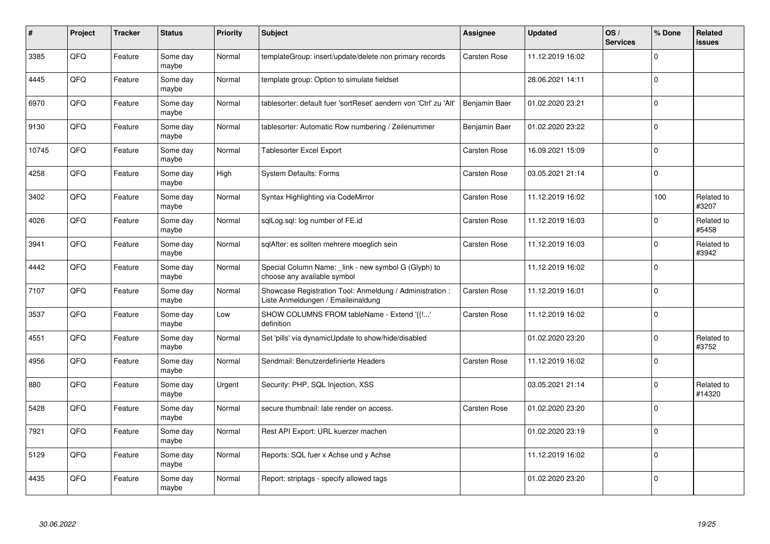| # | Project | Tracker | Status | Priority | Subject | Assignee | Updated | OS / Services | % Done | Related issues |
|---|---|---|---|---|---|---|---|---|---|---|
| 3385 | QFQ | Feature | Some day maybe | Normal | templateGroup: insert/update/delete non primary records | Carsten Rose | 11.12.2019 16:02 | | 0 | |
| 4445 | QFQ | Feature | Some day maybe | Normal | template group: Option to simulate fieldset | | 28.06.2021 14:11 | | 0 | |
| 6970 | QFQ | Feature | Some day maybe | Normal | tablesorter: default fuer 'sortReset' aendern von 'Ctrl' zu 'Alt' | Benjamin Baer | 01.02.2020 23:21 | | 0 | |
| 9130 | QFQ | Feature | Some day maybe | Normal | tablesorter: Automatic Row numbering / Zeilenummer | Benjamin Baer | 01.02.2020 23:22 | | 0 | |
| 10745 | QFQ | Feature | Some day maybe | Normal | Tablesorter Excel Export | Carsten Rose | 16.09.2021 15:09 | | 0 | |
| 4258 | QFQ | Feature | Some day maybe | High | System Defaults: Forms | Carsten Rose | 03.05.2021 21:14 | | 0 | |
| 3402 | QFQ | Feature | Some day maybe | Normal | Syntax Highlighting via CodeMirror | Carsten Rose | 11.12.2019 16:02 | | 100 | Related to #3207 |
| 4026 | QFQ | Feature | Some day maybe | Normal | sqlLog.sql: log number of FE.id | Carsten Rose | 11.12.2019 16:03 | | 0 | Related to #5458 |
| 3941 | QFQ | Feature | Some day maybe | Normal | sqlAfter: es sollten mehrere moeglich sein | Carsten Rose | 11.12.2019 16:03 | | 0 | Related to #3942 |
| 4442 | QFQ | Feature | Some day maybe | Normal | Special Column Name: _link - new symbol G (Glyph) to choose any available symbol | | 11.12.2019 16:02 | | 0 | |
| 7107 | QFQ | Feature | Some day maybe | Normal | Showcase Registration Tool: Anmeldung / Administration : Liste Anmeldungen / Emaileinaldung | Carsten Rose | 11.12.2019 16:01 | | 0 | |
| 3537 | QFQ | Feature | Some day maybe | Low | SHOW COLUMNS FROM tableName - Extend '{{!...' definition | Carsten Rose | 11.12.2019 16:02 | | 0 | |
| 4551 | QFQ | Feature | Some day maybe | Normal | Set 'pills' via dynamicUpdate to show/hide/disabled | | 01.02.2020 23:20 | | 0 | Related to #3752 |
| 4956 | QFQ | Feature | Some day maybe | Normal | Sendmail: Benutzerdefinierte Headers | Carsten Rose | 11.12.2019 16:02 | | 0 | |
| 880 | QFQ | Feature | Some day maybe | Urgent | Security: PHP, SQL Injection, XSS | | 03.05.2021 21:14 | | 0 | Related to #14320 |
| 5428 | QFQ | Feature | Some day maybe | Normal | secure thumbnail: late render on access. | Carsten Rose | 01.02.2020 23:20 | | 0 | |
| 7921 | QFQ | Feature | Some day maybe | Normal | Rest API Export: URL kuerzer machen | | 01.02.2020 23:19 | | 0 | |
| 5129 | QFQ | Feature | Some day maybe | Normal | Reports: SQL fuer x Achse und y Achse | | 11.12.2019 16:02 | | 0 | |
| 4435 | QFQ | Feature | Some day maybe | Normal | Report: striptags - specify allowed tags | | 01.02.2020 23:20 | | 0 | |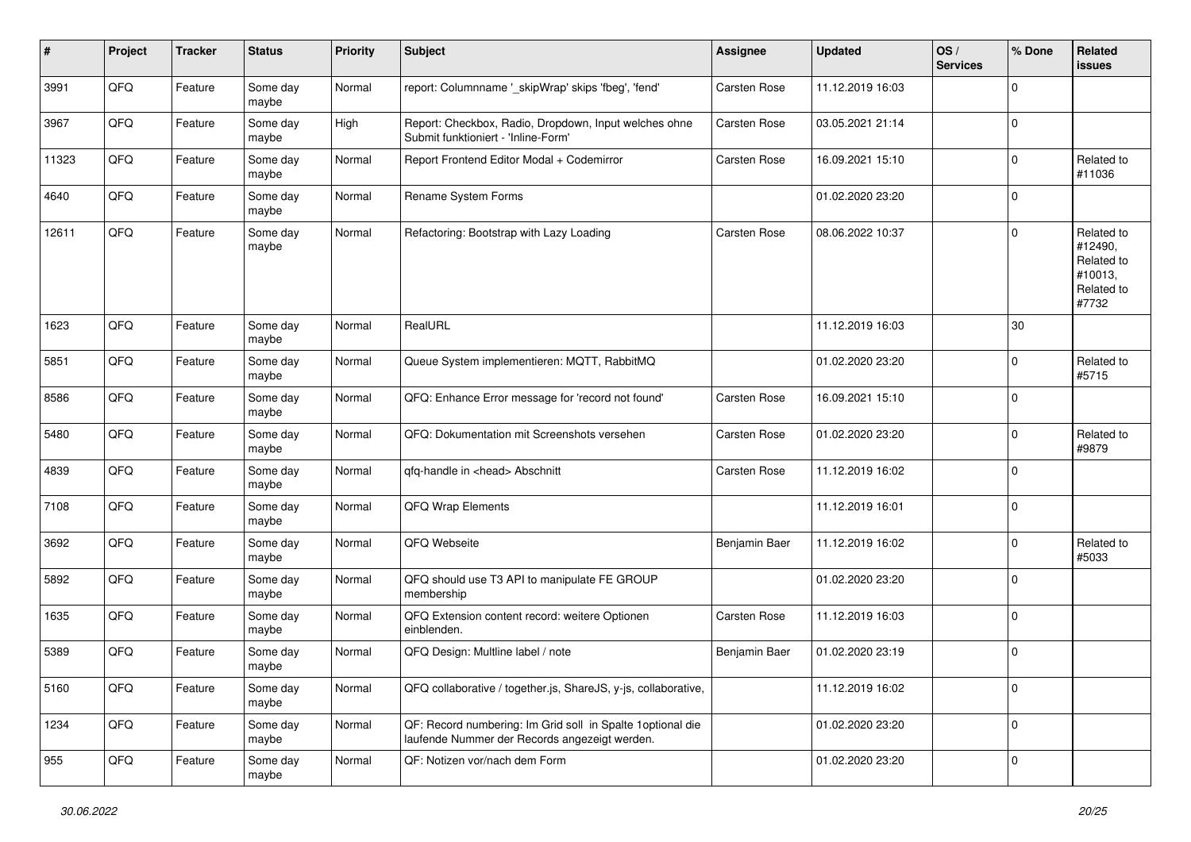| # | Project | Tracker | Status | Priority | Subject | Assignee | Updated | OS / Services | % Done | Related issues |
|---|---|---|---|---|---|---|---|---|---|---|
| 3991 | QFQ | Feature | Some day maybe | Normal | report: Columnname '_skipWrap' skips 'fbeg', 'fend' | Carsten Rose | 11.12.2019 16:03 | | 0 | |
| 3967 | QFQ | Feature | Some day maybe | High | Report: Checkbox, Radio, Dropdown, Input welches ohne Submit funktioniert - 'Inline-Form' | Carsten Rose | 03.05.2021 21:14 | | 0 | |
| 11323 | QFQ | Feature | Some day maybe | Normal | Report Frontend Editor Modal + Codemirror | Carsten Rose | 16.09.2021 15:10 | | 0 | Related to #11036 |
| 4640 | QFQ | Feature | Some day maybe | Normal | Rename System Forms | | 01.02.2020 23:20 | | 0 | |
| 12611 | QFQ | Feature | Some day maybe | Normal | Refactoring: Bootstrap with Lazy Loading | Carsten Rose | 08.06.2022 10:37 | | 0 | Related to #12490, Related to #10013, Related to #7732 |
| 1623 | QFQ | Feature | Some day maybe | Normal | RealURL | | 11.12.2019 16:03 | | 30 | |
| 5851 | QFQ | Feature | Some day maybe | Normal | Queue System implementieren: MQTT, RabbitMQ | | 01.02.2020 23:20 | | 0 | Related to #5715 |
| 8586 | QFQ | Feature | Some day maybe | Normal | QFQ: Enhance Error message for 'record not found' | Carsten Rose | 16.09.2021 15:10 | | 0 | |
| 5480 | QFQ | Feature | Some day maybe | Normal | QFQ: Dokumentation mit Screenshots versehen | Carsten Rose | 01.02.2020 23:20 | | 0 | Related to #9879 |
| 4839 | QFQ | Feature | Some day maybe | Normal | qfq-handle in <head> Abschnitt | Carsten Rose | 11.12.2019 16:02 | | 0 | |
| 7108 | QFQ | Feature | Some day maybe | Normal | QFQ Wrap Elements | | 11.12.2019 16:01 | | 0 | |
| 3692 | QFQ | Feature | Some day maybe | Normal | QFQ Webseite | Benjamin Baer | 11.12.2019 16:02 | | 0 | Related to #5033 |
| 5892 | QFQ | Feature | Some day maybe | Normal | QFQ should use T3 API to manipulate FE GROUP membership | | 01.02.2020 23:20 | | 0 | |
| 1635 | QFQ | Feature | Some day maybe | Normal | QFQ Extension content record: weitere Optionen einblenden. | Carsten Rose | 11.12.2019 16:03 | | 0 | |
| 5389 | QFQ | Feature | Some day maybe | Normal | QFQ Design: Multline label / note | Benjamin Baer | 01.02.2020 23:19 | | 0 | |
| 5160 | QFQ | Feature | Some day maybe | Normal | QFQ collaborative / together.js, ShareJS, y-js, collaborative, | | 11.12.2019 16:02 | | 0 | |
| 1234 | QFQ | Feature | Some day maybe | Normal | QF: Record numbering: Im Grid soll in Spalte 1optional die laufende Nummer der Records angezeigt werden. | | 01.02.2020 23:20 | | 0 | |
| 955 | QFQ | Feature | Some day maybe | Normal | QF: Notizen vor/nach dem Form | | 01.02.2020 23:20 | | 0 | |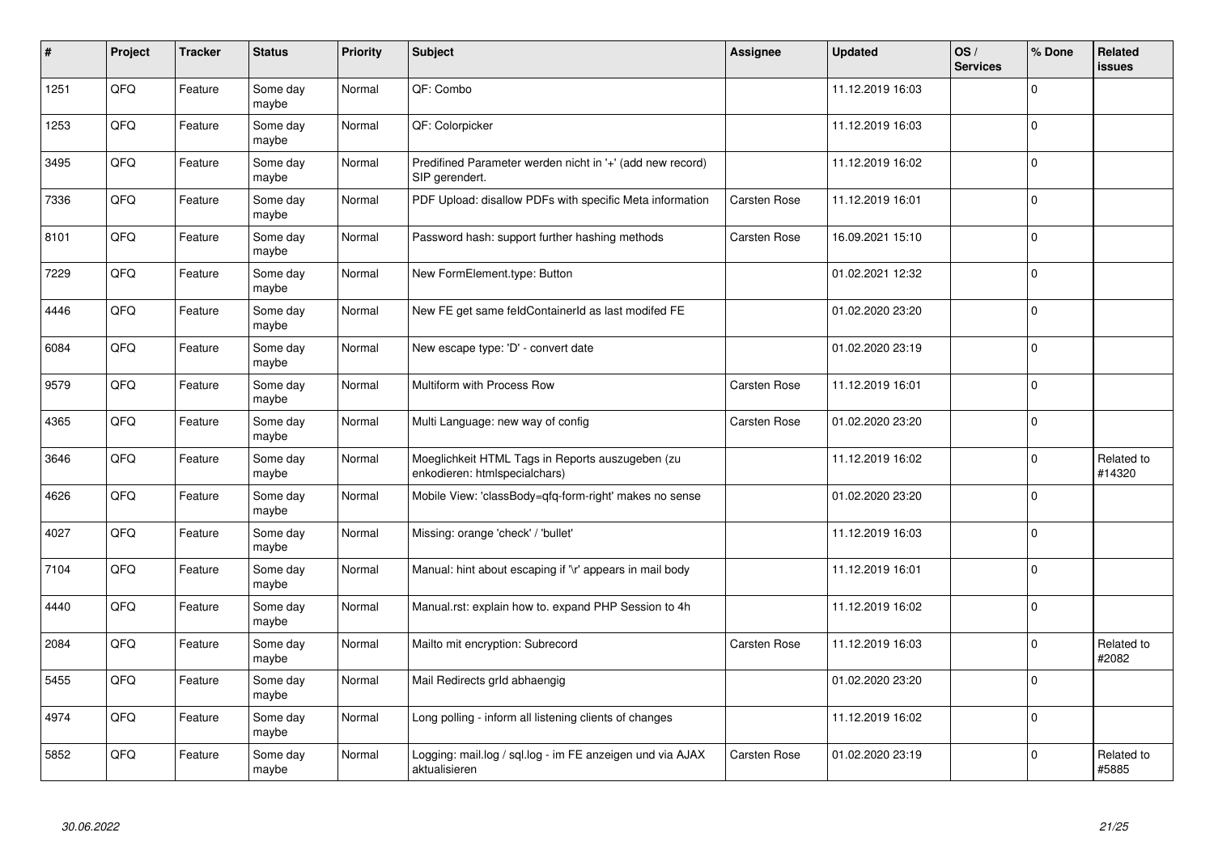| # | Project | Tracker | Status | Priority | Subject | Assignee | Updated | OS / Services | % Done | Related issues |
|---|---|---|---|---|---|---|---|---|---|---|
| 1251 | QFQ | Feature | Some day maybe | Normal | QF: Combo | | 11.12.2019 16:03 | | 0 | |
| 1253 | QFQ | Feature | Some day maybe | Normal | QF: Colorpicker | | 11.12.2019 16:03 | | 0 | |
| 3495 | QFQ | Feature | Some day maybe | Normal | Predifined Parameter werden nicht in '+' (add new record) SIP gerendert. | | 11.12.2019 16:02 | | 0 | |
| 7336 | QFQ | Feature | Some day maybe | Normal | PDF Upload: disallow PDFs with specific Meta information | Carsten Rose | 11.12.2019 16:01 | | 0 | |
| 8101 | QFQ | Feature | Some day maybe | Normal | Password hash: support further hashing methods | Carsten Rose | 16.09.2021 15:10 | | 0 | |
| 7229 | QFQ | Feature | Some day maybe | Normal | New FormElement.type: Button | | 01.02.2021 12:32 | | 0 | |
| 4446 | QFQ | Feature | Some day maybe | Normal | New FE get same feldContainerId as last modifed FE | | 01.02.2020 23:20 | | 0 | |
| 6084 | QFQ | Feature | Some day maybe | Normal | New escape type: 'D' - convert date | | 01.02.2020 23:19 | | 0 | |
| 9579 | QFQ | Feature | Some day maybe | Normal | Multiform with Process Row | Carsten Rose | 11.12.2019 16:01 | | 0 | |
| 4365 | QFQ | Feature | Some day maybe | Normal | Multi Language: new way of config | Carsten Rose | 01.02.2020 23:20 | | 0 | |
| 3646 | QFQ | Feature | Some day maybe | Normal | Moeglichkeit HTML Tags in Reports auszugeben (zu enkodieren: htmlspecialchars) | | 11.12.2019 16:02 | | 0 | Related to #14320 |
| 4626 | QFQ | Feature | Some day maybe | Normal | Mobile View: 'classBody=qfq-form-right' makes no sense | | 01.02.2020 23:20 | | 0 | |
| 4027 | QFQ | Feature | Some day maybe | Normal | Missing: orange 'check' / 'bullet' | | 11.12.2019 16:03 | | 0 | |
| 7104 | QFQ | Feature | Some day maybe | Normal | Manual: hint about escaping if '\r' appears in mail body | | 11.12.2019 16:01 | | 0 | |
| 4440 | QFQ | Feature | Some day maybe | Normal | Manual.rst: explain how to. expand PHP Session to 4h | | 11.12.2019 16:02 | | 0 | |
| 2084 | QFQ | Feature | Some day maybe | Normal | Mailto mit encryption: Subrecord | Carsten Rose | 11.12.2019 16:03 | | 0 | Related to #2082 |
| 5455 | QFQ | Feature | Some day maybe | Normal | Mail Redirects grId abhaengig | | 01.02.2020 23:20 | | 0 | |
| 4974 | QFQ | Feature | Some day maybe | Normal | Long polling - inform all listening clients of changes | | 11.12.2019 16:02 | | 0 | |
| 5852 | QFQ | Feature | Some day maybe | Normal | Logging: mail.log / sql.log - im FE anzeigen und via AJAX aktualisieren | Carsten Rose | 01.02.2020 23:19 | | 0 | Related to #5885 |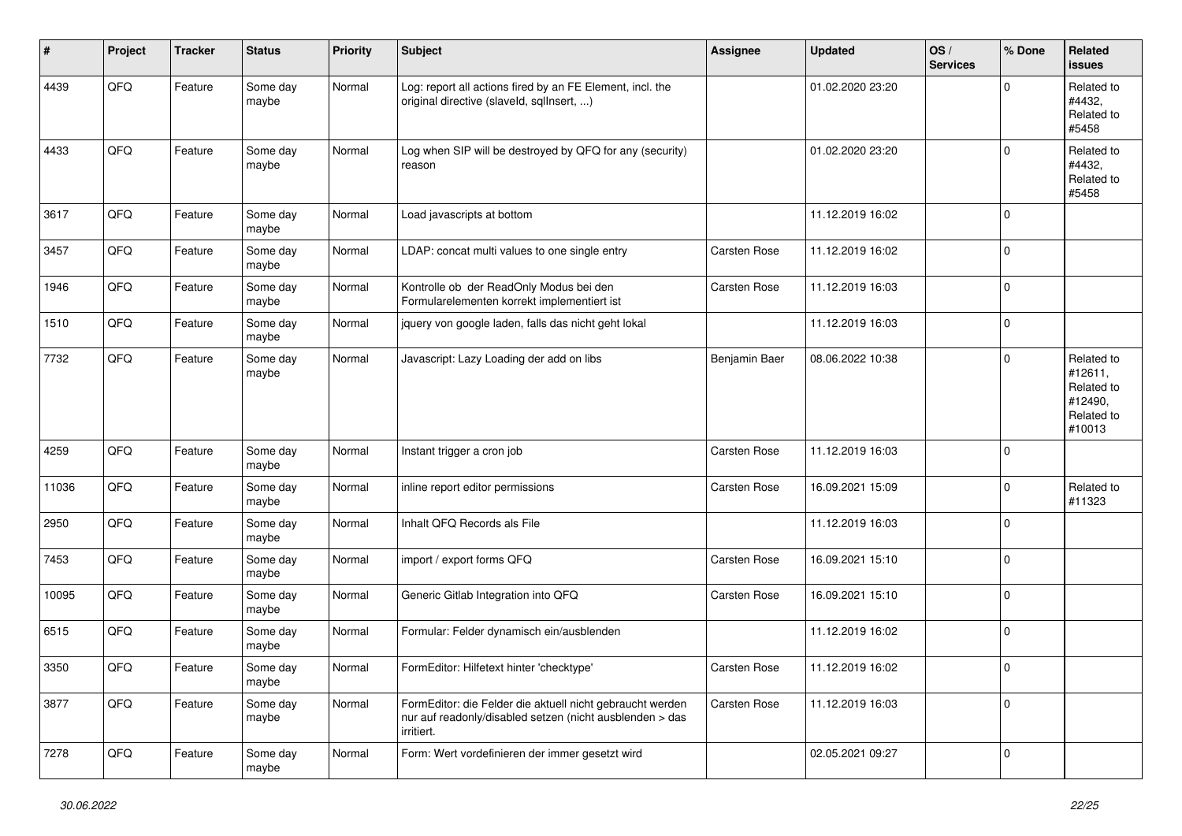| # | Project | Tracker | Status | Priority | Subject | Assignee | Updated | OS / Services | % Done | Related issues |
|---|---|---|---|---|---|---|---|---|---|---|
| 4439 | QFQ | Feature | Some day maybe | Normal | Log: report all actions fired by an FE Element, incl. the original directive (slaveId, sqlInsert, ...) | | 01.02.2020 23:20 | | 0 | Related to #4432, Related to #5458 |
| 4433 | QFQ | Feature | Some day maybe | Normal | Log when SIP will be destroyed by QFQ for any (security) reason | | 01.02.2020 23:20 | | 0 | Related to #4432, Related to #5458 |
| 3617 | QFQ | Feature | Some day maybe | Normal | Load javascripts at bottom | | 11.12.2019 16:02 | | 0 | |
| 3457 | QFQ | Feature | Some day maybe | Normal | LDAP: concat multi values to one single entry | Carsten Rose | 11.12.2019 16:02 | | 0 | |
| 1946 | QFQ | Feature | Some day maybe | Normal | Kontrolle ob der ReadOnly Modus bei den Formularelementen korrekt implementiert ist | Carsten Rose | 11.12.2019 16:03 | | 0 | |
| 1510 | QFQ | Feature | Some day maybe | Normal | jquery von google laden, falls das nicht geht lokal | | 11.12.2019 16:03 | | 0 | |
| 7732 | QFQ | Feature | Some day maybe | Normal | Javascript: Lazy Loading der add on libs | Benjamin Baer | 08.06.2022 10:38 | | 0 | Related to #12611, Related to #12490, Related to #10013 |
| 4259 | QFQ | Feature | Some day maybe | Normal | Instant trigger a cron job | Carsten Rose | 11.12.2019 16:03 | | 0 | |
| 11036 | QFQ | Feature | Some day maybe | Normal | inline report editor permissions | Carsten Rose | 16.09.2021 15:09 | | 0 | Related to #11323 |
| 2950 | QFQ | Feature | Some day maybe | Normal | Inhalt QFQ Records als File | | 11.12.2019 16:03 | | 0 | |
| 7453 | QFQ | Feature | Some day maybe | Normal | import / export forms QFQ | Carsten Rose | 16.09.2021 15:10 | | 0 | |
| 10095 | QFQ | Feature | Some day maybe | Normal | Generic Gitlab Integration into QFQ | Carsten Rose | 16.09.2021 15:10 | | 0 | |
| 6515 | QFQ | Feature | Some day maybe | Normal | Formular: Felder dynamisch ein/ausblenden | | 11.12.2019 16:02 | | 0 | |
| 3350 | QFQ | Feature | Some day maybe | Normal | FormEditor: Hilfetext hinter 'checktype' | Carsten Rose | 11.12.2019 16:02 | | 0 | |
| 3877 | QFQ | Feature | Some day maybe | Normal | FormEditor: die Felder die aktuell nicht gebraucht werden nur auf readonly/disabled setzen (nicht ausblenden > das irritiert. | Carsten Rose | 11.12.2019 16:03 | | 0 | |
| 7278 | QFQ | Feature | Some day maybe | Normal | Form: Wert vordefinieren der immer gesetzt wird | | 02.05.2021 09:27 | | 0 | |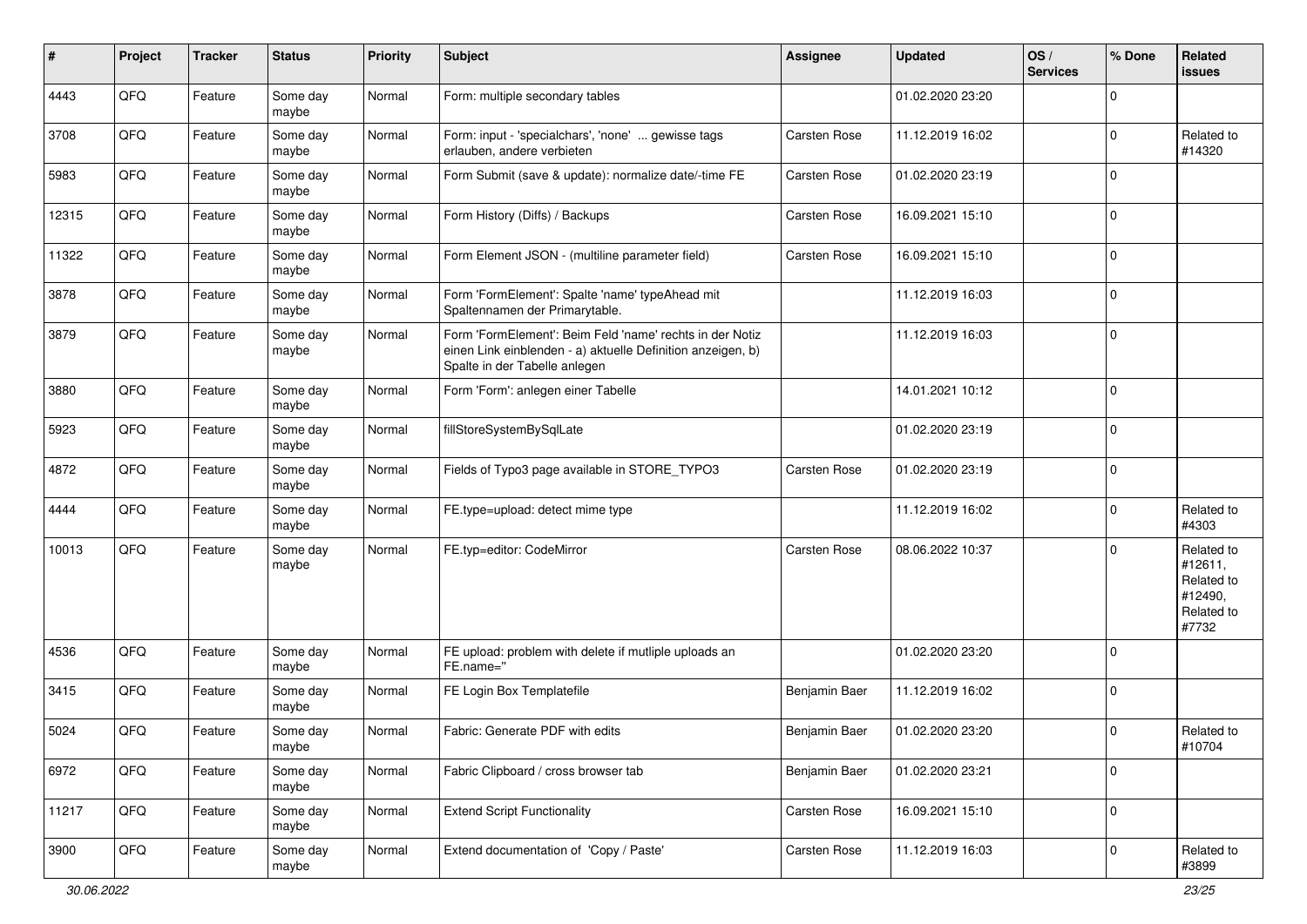| # | Project | Tracker | Status | Priority | Subject | Assignee | Updated | OS / Services | % Done | Related issues |
|---|---|---|---|---|---|---|---|---|---|---|
| 4443 | QFQ | Feature | Some day maybe | Normal | Form: multiple secondary tables | | 01.02.2020 23:20 | | 0 | |
| 3708 | QFQ | Feature | Some day maybe | Normal | Form: input - 'specialchars', 'none' ... gewisse tags erlauben, andere verbieten | Carsten Rose | 11.12.2019 16:02 | | 0 | Related to #14320 |
| 5983 | QFQ | Feature | Some day maybe | Normal | Form Submit (save & update): normalize date/-time FE | Carsten Rose | 01.02.2020 23:19 | | 0 | |
| 12315 | QFQ | Feature | Some day maybe | Normal | Form History (Diffs) / Backups | Carsten Rose | 16.09.2021 15:10 | | 0 | |
| 11322 | QFQ | Feature | Some day maybe | Normal | Form Element JSON - (multiline parameter field) | Carsten Rose | 16.09.2021 15:10 | | 0 | |
| 3878 | QFQ | Feature | Some day maybe | Normal | Form 'FormElement': Spalte 'name' typeAhead mit Spaltennamen der Primarytable. | | 11.12.2019 16:03 | | 0 | |
| 3879 | QFQ | Feature | Some day maybe | Normal | Form 'FormElement': Beim Feld 'name' rechts in der Notiz einen Link einblenden - a) aktuelle Definition anzeigen, b) Spalte in der Tabelle anlegen | | 11.12.2019 16:03 | | 0 | |
| 3880 | QFQ | Feature | Some day maybe | Normal | Form 'Form': anlegen einer Tabelle | | 14.01.2021 10:12 | | 0 | |
| 5923 | QFQ | Feature | Some day maybe | Normal | fillStoreSystemBySqlLate | | 01.02.2020 23:19 | | 0 | |
| 4872 | QFQ | Feature | Some day maybe | Normal | Fields of Typo3 page available in STORE_TYPO3 | Carsten Rose | 01.02.2020 23:19 | | 0 | |
| 4444 | QFQ | Feature | Some day maybe | Normal | FE.type=upload: detect mime type | | 11.12.2019 16:02 | | 0 | Related to #4303 |
| 10013 | QFQ | Feature | Some day maybe | Normal | FE.typ=editor: CodeMirror | Carsten Rose | 08.06.2022 10:37 | | 0 | Related to #12611, Related to #12490, Related to #7732 |
| 4536 | QFQ | Feature | Some day maybe | Normal | FE upload: problem with delete if mutliple uploads an FE.name='' | | 01.02.2020 23:20 | | 0 | |
| 3415 | QFQ | Feature | Some day maybe | Normal | FE Login Box Templatefile | Benjamin Baer | 11.12.2019 16:02 | | 0 | |
| 5024 | QFQ | Feature | Some day maybe | Normal | Fabric: Generate PDF with edits | Benjamin Baer | 01.02.2020 23:20 | | 0 | Related to #10704 |
| 6972 | QFQ | Feature | Some day maybe | Normal | Fabric Clipboard / cross browser tab | Benjamin Baer | 01.02.2020 23:21 | | 0 | |
| 11217 | QFQ | Feature | Some day maybe | Normal | Extend Script Functionality | Carsten Rose | 16.09.2021 15:10 | | 0 | |
| 3900 | QFQ | Feature | Some day maybe | Normal | Extend documentation of 'Copy / Paste' | Carsten Rose | 11.12.2019 16:03 | | 0 | Related to #3899 |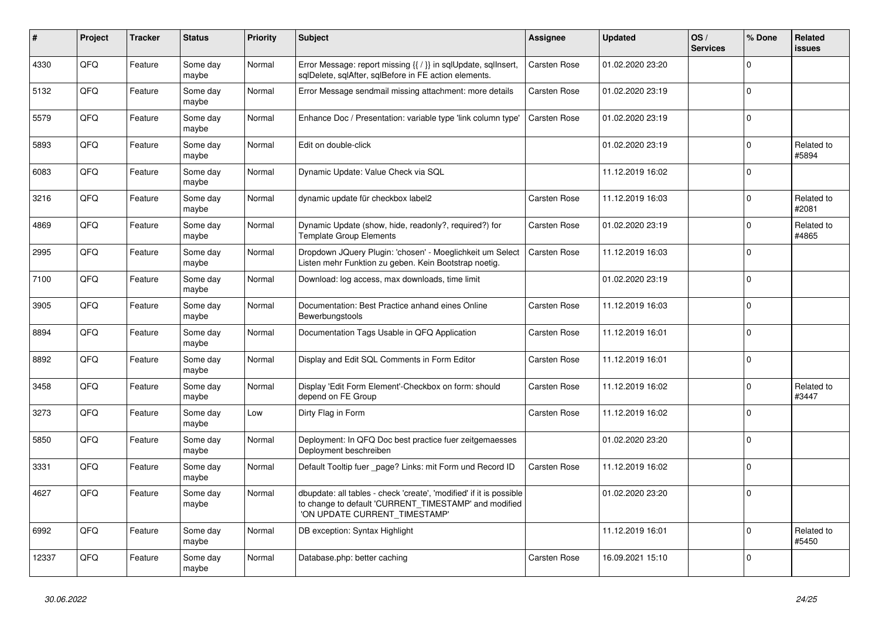| # | Project | Tracker | Status | Priority | Subject | Assignee | Updated | OS / Services | % Done | Related issues |
|---|---|---|---|---|---|---|---|---|---|---|
| 4330 | QFQ | Feature | Some day maybe | Normal | Error Message: report missing {{ / }} in sqlUpdate, sqlInsert, sqlDelete, sqlAfter, sqlBefore in FE action elements. | Carsten Rose | 01.02.2020 23:20 | | 0 | |
| 5132 | QFQ | Feature | Some day maybe | Normal | Error Message sendmail missing attachment: more details | Carsten Rose | 01.02.2020 23:19 | | 0 | |
| 5579 | QFQ | Feature | Some day maybe | Normal | Enhance Doc / Presentation: variable type 'link column type' | Carsten Rose | 01.02.2020 23:19 | | 0 | |
| 5893 | QFQ | Feature | Some day maybe | Normal | Edit on double-click | | 01.02.2020 23:19 | | 0 | Related to #5894 |
| 6083 | QFQ | Feature | Some day maybe | Normal | Dynamic Update: Value Check via SQL | | 11.12.2019 16:02 | | 0 | |
| 3216 | QFQ | Feature | Some day maybe | Normal | dynamic update für checkbox label2 | Carsten Rose | 11.12.2019 16:03 | | 0 | Related to #2081 |
| 4869 | QFQ | Feature | Some day maybe | Normal | Dynamic Update (show, hide, readonly?, required?) for Template Group Elements | Carsten Rose | 01.02.2020 23:19 | | 0 | Related to #4865 |
| 2995 | QFQ | Feature | Some day maybe | Normal | Dropdown JQuery Plugin: 'chosen' - Moeglichkeit um Select Listen mehr Funktion zu geben. Kein Bootstrap noetig. | Carsten Rose | 11.12.2019 16:03 | | 0 | |
| 7100 | QFQ | Feature | Some day maybe | Normal | Download: log access, max downloads, time limit | | 01.02.2020 23:19 | | 0 | |
| 3905 | QFQ | Feature | Some day maybe | Normal | Documentation: Best Practice anhand eines Online Bewerbungstools | Carsten Rose | 11.12.2019 16:03 | | 0 | |
| 8894 | QFQ | Feature | Some day maybe | Normal | Documentation Tags Usable in QFQ Application | Carsten Rose | 11.12.2019 16:01 | | 0 | |
| 8892 | QFQ | Feature | Some day maybe | Normal | Display and Edit SQL Comments in Form Editor | Carsten Rose | 11.12.2019 16:01 | | 0 | |
| 3458 | QFQ | Feature | Some day maybe | Normal | Display 'Edit Form Element'-Checkbox on form: should depend on FE Group | Carsten Rose | 11.12.2019 16:02 | | 0 | Related to #3447 |
| 3273 | QFQ | Feature | Some day maybe | Low | Dirty Flag in Form | Carsten Rose | 11.12.2019 16:02 | | 0 | |
| 5850 | QFQ | Feature | Some day maybe | Normal | Deployment: In QFQ Doc best practice fuer zeitgemaesses Deployment beschreiben | | 01.02.2020 23:20 | | 0 | |
| 3331 | QFQ | Feature | Some day maybe | Normal | Default Tooltip fuer _page? Links: mit Form und Record ID | Carsten Rose | 11.12.2019 16:02 | | 0 | |
| 4627 | QFQ | Feature | Some day maybe | Normal | dbupdate: all tables - check 'create', 'modified' if it is possible to change to default 'CURRENT_TIMESTAMP' and modified 'ON UPDATE CURRENT_TIMESTAMP' | | 01.02.2020 23:20 | | 0 | |
| 6992 | QFQ | Feature | Some day maybe | Normal | DB exception: Syntax Highlight | | 11.12.2019 16:01 | | 0 | Related to #5450 |
| 12337 | QFQ | Feature | Some day maybe | Normal | Database.php: better caching | Carsten Rose | 16.09.2021 15:10 | | 0 | |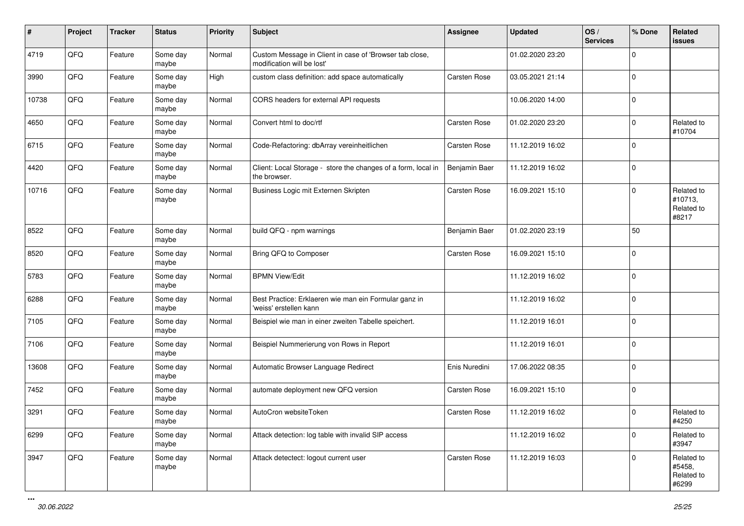| # | Project | Tracker | Status | Priority | Subject | Assignee | Updated | OS / Services | % Done | Related issues |
|---|---|---|---|---|---|---|---|---|---|---|
| 4719 | QFQ | Feature | Some day maybe | Normal | Custom Message in Client in case of 'Browser tab close, modification will be lost' | | 01.02.2020 23:20 | | 0 | |
| 3990 | QFQ | Feature | Some day maybe | High | custom class definition: add space automatically | Carsten Rose | 03.05.2021 21:14 | | 0 | |
| 10738 | QFQ | Feature | Some day maybe | Normal | CORS headers for external API requests | | 10.06.2020 14:00 | | 0 | |
| 4650 | QFQ | Feature | Some day maybe | Normal | Convert html to doc/rtf | Carsten Rose | 01.02.2020 23:20 | | 0 | Related to #10704 |
| 6715 | QFQ | Feature | Some day maybe | Normal | Code-Refactoring: dbArray vereinheitlichen | Carsten Rose | 11.12.2019 16:02 | | 0 | |
| 4420 | QFQ | Feature | Some day maybe | Normal | Client: Local Storage - store the changes of a form, local in the browser. | Benjamin Baer | 11.12.2019 16:02 | | 0 | |
| 10716 | QFQ | Feature | Some day maybe | Normal | Business Logic mit Externen Skripten | Carsten Rose | 16.09.2021 15:10 | | 0 | Related to #10713, Related to #8217 |
| 8522 | QFQ | Feature | Some day maybe | Normal | build QFQ - npm warnings | Benjamin Baer | 01.02.2020 23:19 | | 50 | |
| 8520 | QFQ | Feature | Some day maybe | Normal | Bring QFQ to Composer | Carsten Rose | 16.09.2021 15:10 | | 0 | |
| 5783 | QFQ | Feature | Some day maybe | Normal | BPMN View/Edit | | 11.12.2019 16:02 | | 0 | |
| 6288 | QFQ | Feature | Some day maybe | Normal | Best Practice: Erklaeren wie man ein Formular ganz in 'weiss' erstellen kann | | 11.12.2019 16:02 | | 0 | |
| 7105 | QFQ | Feature | Some day maybe | Normal | Beispiel wie man in einer zweiten Tabelle speichert. | | 11.12.2019 16:01 | | 0 | |
| 7106 | QFQ | Feature | Some day maybe | Normal | Beispiel Nummerierung von Rows in Report | | 11.12.2019 16:01 | | 0 | |
| 13608 | QFQ | Feature | Some day maybe | Normal | Automatic Browser Language Redirect | Enis Nuredini | 17.06.2022 08:35 | | 0 | |
| 7452 | QFQ | Feature | Some day maybe | Normal | automate deployment new QFQ version | Carsten Rose | 16.09.2021 15:10 | | 0 | |
| 3291 | QFQ | Feature | Some day maybe | Normal | AutoCron websiteToken | Carsten Rose | 11.12.2019 16:02 | | 0 | Related to #4250 |
| 6299 | QFQ | Feature | Some day maybe | Normal | Attack detection: log table with invalid SIP access | | 11.12.2019 16:02 | | 0 | Related to #3947 |
| 3947 | QFQ | Feature | Some day maybe | Normal | Attack detectect: logout current user | Carsten Rose | 11.12.2019 16:03 | | 0 | Related to #5458, Related to #6299 |

...